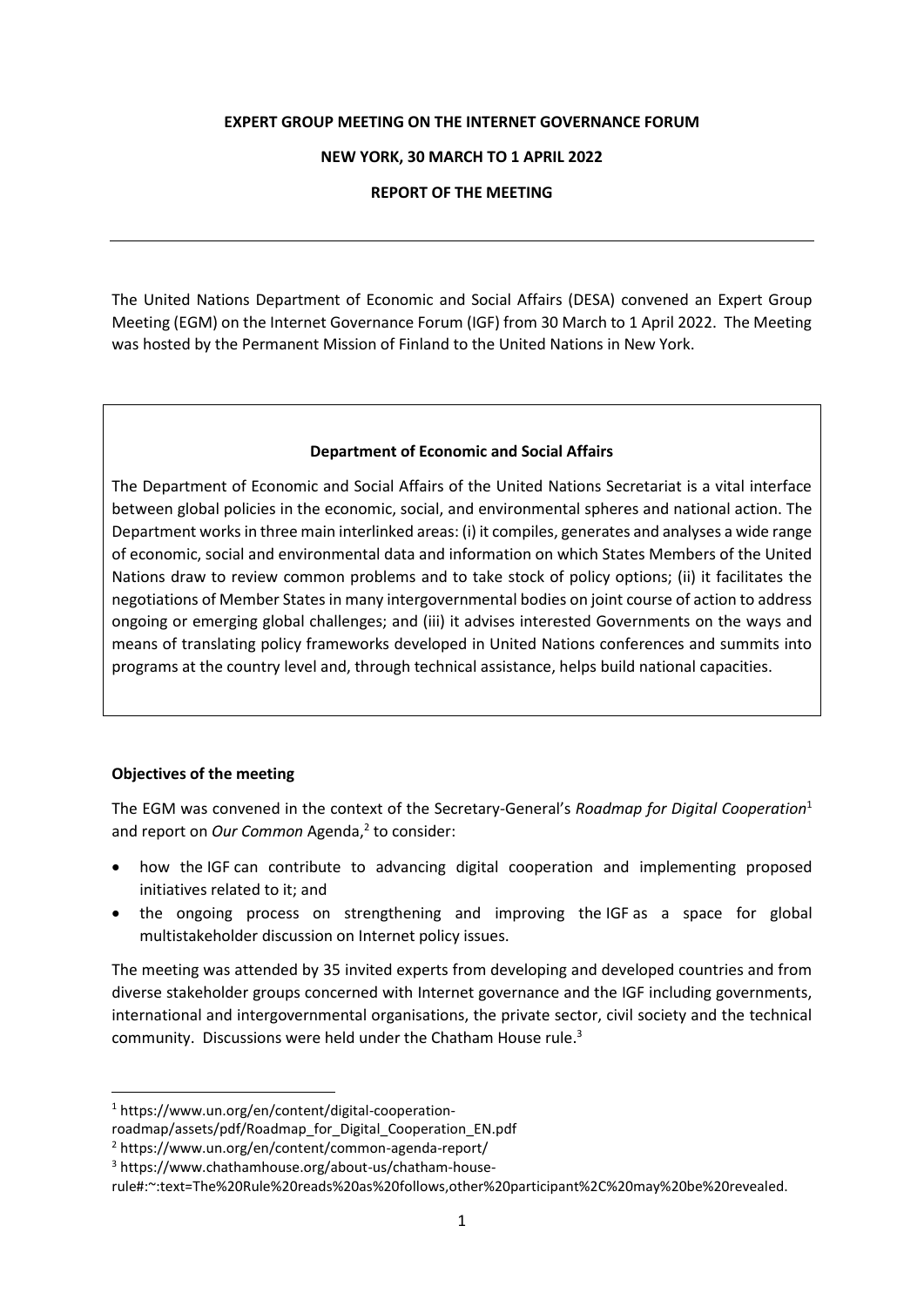# EXPERT GROUP MEETING ON THE INTERNET GOVERNANCE FORUM

## NEW YORK, 30 MARCH TO 1 APRIL 2022

## REPORT OF THE MEETING

---

The United Nations Department of Economic and Social Affairs (DESA) convened an Expert Group Meeting (EGM) on the Internet Governance Forum (IGF) from 30 March to 1 April 2022. The Meeting was hosted by the Permanent Mission of Finland to the United Nations in New York.

> **Department of Economic and Social Affairs**
>
> The Department of Economic and Social Affairs of the United Nations Secretariat is a vital interface between global policies in the economic, social, and environmental spheres and national action. The Department works in three main interlinked areas: (i) it compiles, generates and analyses a wide range of economic, social and environmental data and information on which States Members of the United Nations draw to review common problems and to take stock of policy options; (ii) it facilitates the negotiations of Member States in many intergovernmental bodies on joint course of action to address ongoing or emerging global challenges; and (iii) it advises interested Governments on the ways and means of translating policy frameworks developed in United Nations conferences and summits into programs at the country level and, through technical assistance, helps build national capacities.

### Objectives of the meeting

The EGM was convened in the context of the Secretary-General's *Roadmap for Digital Cooperation*[1] and report on *Our Common* Agenda,[2] to consider:

- how the IGF can contribute to advancing digital cooperation and implementing proposed initiatives related to it; and
- the ongoing process on strengthening and improving the IGF as a space for global multistakeholder discussion on Internet policy issues.

The meeting was attended by 35 invited experts from developing and developed countries and from diverse stakeholder groups concerned with Internet governance and the IGF including governments, international and intergovernmental organisations, the private sector, civil society and the technical community. Discussions were held under the Chatham House rule.[3]

---

[1] https://www.un.org/en/content/digital-cooperation-roadmap/assets/pdf/Roadmap_for_Digital_Cooperation_EN.pdf

[2] https://www.un.org/en/content/common-agenda-report/

[3] https://www.chathamhouse.org/about-us/chatham-house-rule#:~:text=The%20Rule%20reads%20as%20follows,other%20participant%2C%20may%20be%20revealed.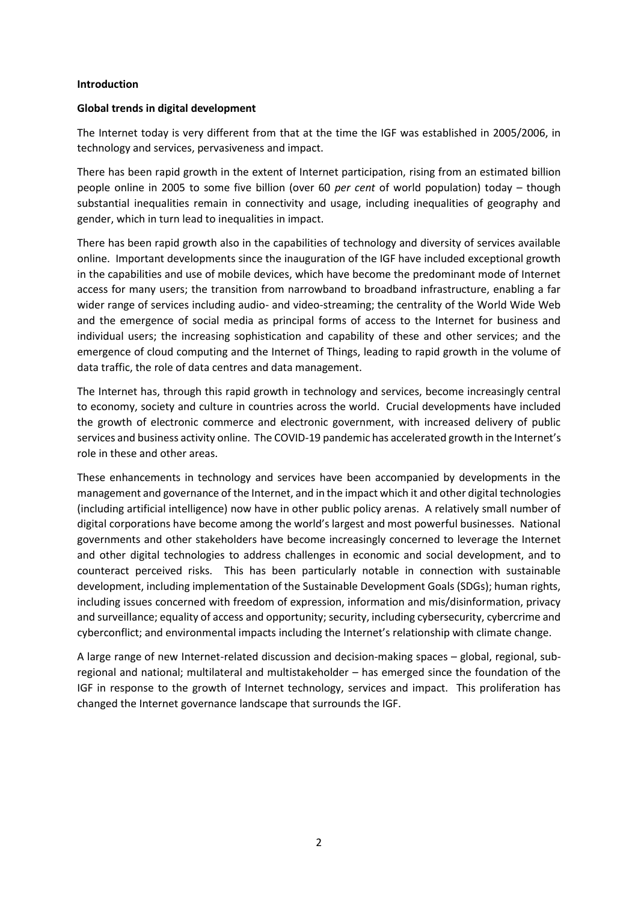**Introduction**

**Global trends in digital development**

The Internet today is very different from that at the time the IGF was established in 2005/2006, in technology and services, pervasiveness and impact.

There has been rapid growth in the extent of Internet participation, rising from an estimated billion people online in 2005 to some five billion (over 60 *per cent* of world population) today – though substantial inequalities remain in connectivity and usage, including inequalities of geography and gender, which in turn lead to inequalities in impact.

There has been rapid growth also in the capabilities of technology and diversity of services available online. Important developments since the inauguration of the IGF have included exceptional growth in the capabilities and use of mobile devices, which have become the predominant mode of Internet access for many users; the transition from narrowband to broadband infrastructure, enabling a far wider range of services including audio- and video-streaming; the centrality of the World Wide Web and the emergence of social media as principal forms of access to the Internet for business and individual users; the increasing sophistication and capability of these and other services; and the emergence of cloud computing and the Internet of Things, leading to rapid growth in the volume of data traffic, the role of data centres and data management.

The Internet has, through this rapid growth in technology and services, become increasingly central to economy, society and culture in countries across the world. Crucial developments have included the growth of electronic commerce and electronic government, with increased delivery of public services and business activity online. The COVID-19 pandemic has accelerated growth in the Internet's role in these and other areas.

These enhancements in technology and services have been accompanied by developments in the management and governance of the Internet, and in the impact which it and other digital technologies (including artificial intelligence) now have in other public policy arenas. A relatively small number of digital corporations have become among the world's largest and most powerful businesses. National governments and other stakeholders have become increasingly concerned to leverage the Internet and other digital technologies to address challenges in economic and social development, and to counteract perceived risks. This has been particularly notable in connection with sustainable development, including implementation of the Sustainable Development Goals (SDGs); human rights, including issues concerned with freedom of expression, information and mis/disinformation, privacy and surveillance; equality of access and opportunity; security, including cybersecurity, cybercrime and cyberconflict; and environmental impacts including the Internet's relationship with climate change.

A large range of new Internet-related discussion and decision-making spaces – global, regional, sub-regional and national; multilateral and multistakeholder – has emerged since the foundation of the IGF in response to the growth of Internet technology, services and impact. This proliferation has changed the Internet governance landscape that surrounds the IGF.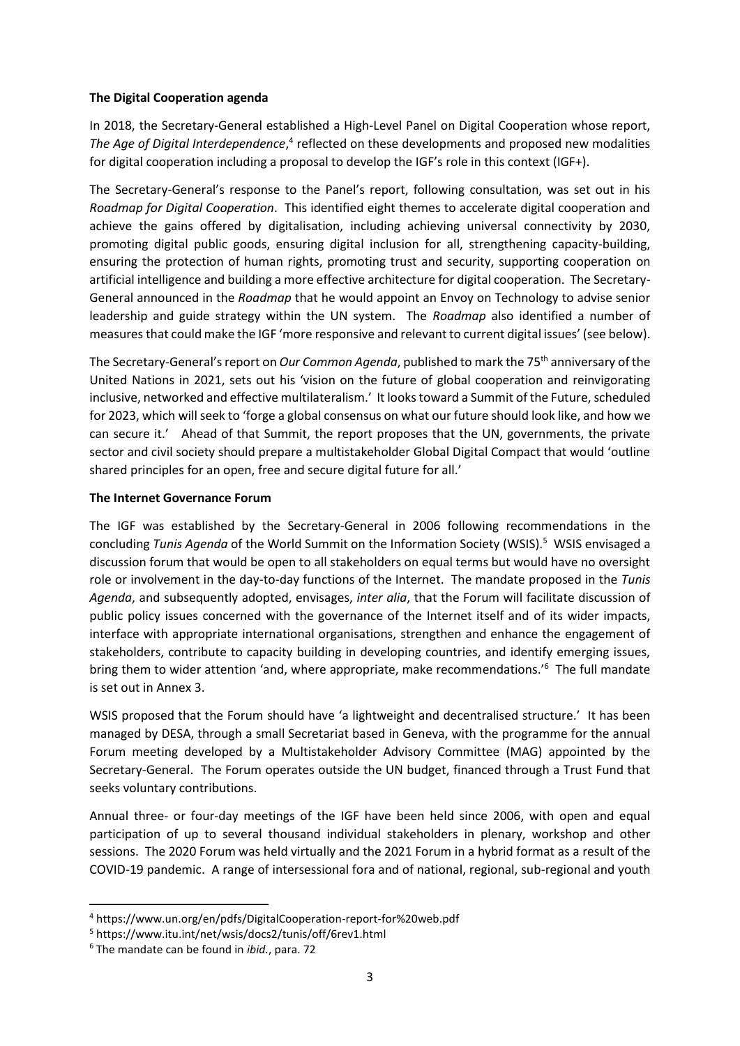**The Digital Cooperation agenda**

In 2018, the Secretary-General established a High-Level Panel on Digital Cooperation whose report, *The Age of Digital Interdependence*,[4] reflected on these developments and proposed new modalities for digital cooperation including a proposal to develop the IGF's role in this context (IGF+).

The Secretary-General's response to the Panel's report, following consultation, was set out in his *Roadmap for Digital Cooperation*. This identified eight themes to accelerate digital cooperation and achieve the gains offered by digitalisation, including achieving universal connectivity by 2030, promoting digital public goods, ensuring digital inclusion for all, strengthening capacity-building, ensuring the protection of human rights, promoting trust and security, supporting cooperation on artificial intelligence and building a more effective architecture for digital cooperation. The Secretary-General announced in the *Roadmap* that he would appoint an Envoy on Technology to advise senior leadership and guide strategy within the UN system. The *Roadmap* also identified a number of measures that could make the IGF 'more responsive and relevant to current digital issues' (see below).

The Secretary-General's report on *Our Common Agenda*, published to mark the 75th anniversary of the United Nations in 2021, sets out his 'vision on the future of global cooperation and reinvigorating inclusive, networked and effective multilateralism.' It looks toward a Summit of the Future, scheduled for 2023, which will seek to 'forge a global consensus on what our future should look like, and how we can secure it.' Ahead of that Summit, the report proposes that the UN, governments, the private sector and civil society should prepare a multistakeholder Global Digital Compact that would 'outline shared principles for an open, free and secure digital future for all.'

**The Internet Governance Forum**

The IGF was established by the Secretary-General in 2006 following recommendations in the concluding *Tunis Agenda* of the World Summit on the Information Society (WSIS).[5] WSIS envisaged a discussion forum that would be open to all stakeholders on equal terms but would have no oversight role or involvement in the day-to-day functions of the Internet. The mandate proposed in the *Tunis Agenda*, and subsequently adopted, envisages, *inter alia*, that the Forum will facilitate discussion of public policy issues concerned with the governance of the Internet itself and of its wider impacts, interface with appropriate international organisations, strengthen and enhance the engagement of stakeholders, contribute to capacity building in developing countries, and identify emerging issues, bring them to wider attention 'and, where appropriate, make recommendations.'[6] The full mandate is set out in Annex 3.

WSIS proposed that the Forum should have 'a lightweight and decentralised structure.' It has been managed by DESA, through a small Secretariat based in Geneva, with the programme for the annual Forum meeting developed by a Multistakeholder Advisory Committee (MAG) appointed by the Secretary-General. The Forum operates outside the UN budget, financed through a Trust Fund that seeks voluntary contributions.

Annual three- or four-day meetings of the IGF have been held since 2006, with open and equal participation of up to several thousand individual stakeholders in plenary, workshop and other sessions. The 2020 Forum was held virtually and the 2021 Forum in a hybrid format as a result of the COVID-19 pandemic. A range of intersessional fora and of national, regional, sub-regional and youth

---

[4] https://www.un.org/en/pdfs/DigitalCooperation-report-for%20web.pdf

[5] https://www.itu.int/net/wsis/docs2/tunis/off/6rev1.html

[6] The mandate can be found in *ibid.*, para. 72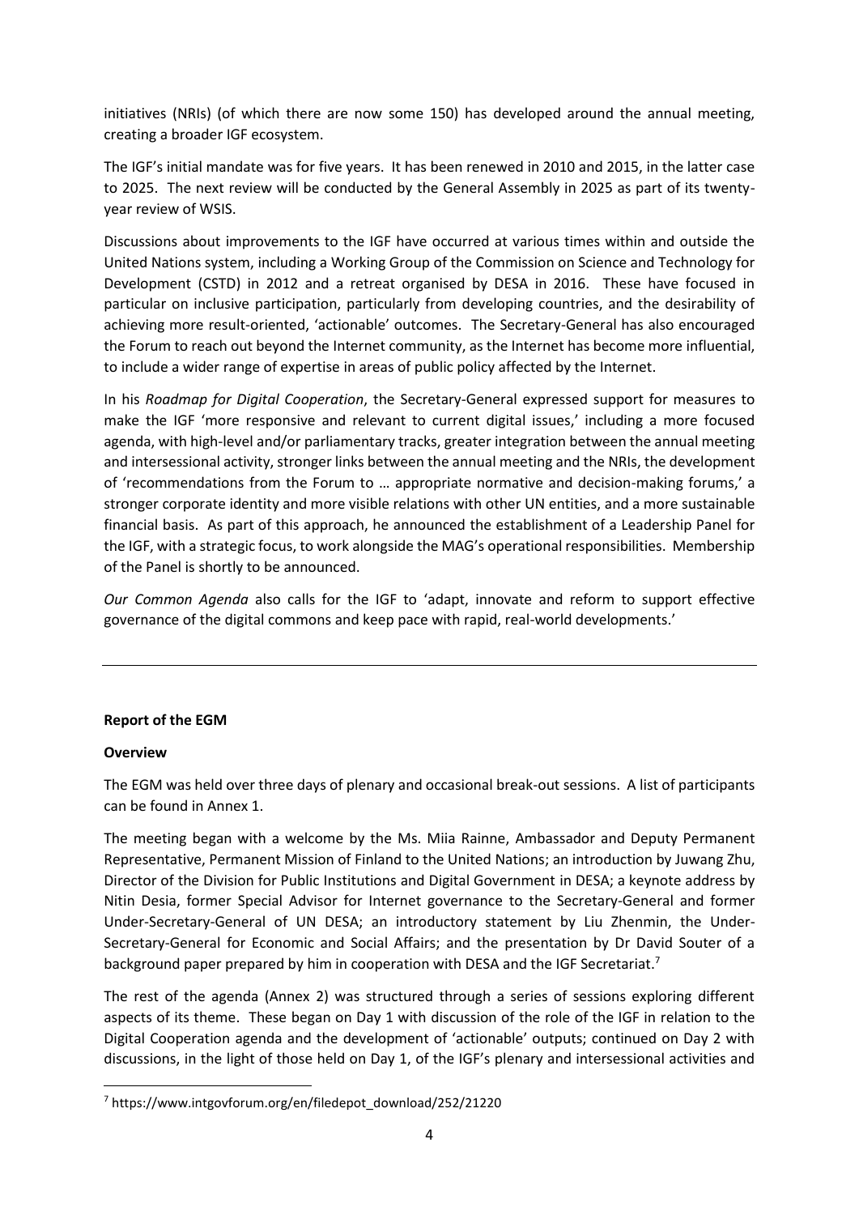initiatives (NRIs) (of which there are now some 150) has developed around the annual meeting, creating a broader IGF ecosystem.

The IGF's initial mandate was for five years. It has been renewed in 2010 and 2015, in the latter case to 2025. The next review will be conducted by the General Assembly in 2025 as part of its twenty-year review of WSIS.

Discussions about improvements to the IGF have occurred at various times within and outside the United Nations system, including a Working Group of the Commission on Science and Technology for Development (CSTD) in 2012 and a retreat organised by DESA in 2016. These have focused in particular on inclusive participation, particularly from developing countries, and the desirability of achieving more result-oriented, 'actionable' outcomes. The Secretary-General has also encouraged the Forum to reach out beyond the Internet community, as the Internet has become more influential, to include a wider range of expertise in areas of public policy affected by the Internet.

In his *Roadmap for Digital Cooperation*, the Secretary-General expressed support for measures to make the IGF 'more responsive and relevant to current digital issues,' including a more focused agenda, with high-level and/or parliamentary tracks, greater integration between the annual meeting and intersessional activity, stronger links between the annual meeting and the NRIs, the development of 'recommendations from the Forum to … appropriate normative and decision-making forums,' a stronger corporate identity and more visible relations with other UN entities, and a more sustainable financial basis. As part of this approach, he announced the establishment of a Leadership Panel for the IGF, with a strategic focus, to work alongside the MAG's operational responsibilities. Membership of the Panel is shortly to be announced.

*Our Common Agenda* also calls for the IGF to 'adapt, innovate and reform to support effective governance of the digital commons and keep pace with rapid, real-world developments.'

---

**Report of the EGM**

**Overview**

The EGM was held over three days of plenary and occasional break-out sessions. A list of participants can be found in Annex 1.

The meeting began with a welcome by the Ms. Miia Rainne, Ambassador and Deputy Permanent Representative, Permanent Mission of Finland to the United Nations; an introduction by Juwang Zhu, Director of the Division for Public Institutions and Digital Government in DESA; a keynote address by Nitin Desia, former Special Advisor for Internet governance to the Secretary-General and former Under-Secretary-General of UN DESA; an introductory statement by Liu Zhenmin, the Under-Secretary-General for Economic and Social Affairs; and the presentation by Dr David Souter of a background paper prepared by him in cooperation with DESA and the IGF Secretariat.[7]

The rest of the agenda (Annex 2) was structured through a series of sessions exploring different aspects of its theme. These began on Day 1 with discussion of the role of the IGF in relation to the Digital Cooperation agenda and the development of 'actionable' outputs; continued on Day 2 with discussions, in the light of those held on Day 1, of the IGF's plenary and intersessional activities and

---

[7] https://www.intgovforum.org/en/filedepot_download/252/21220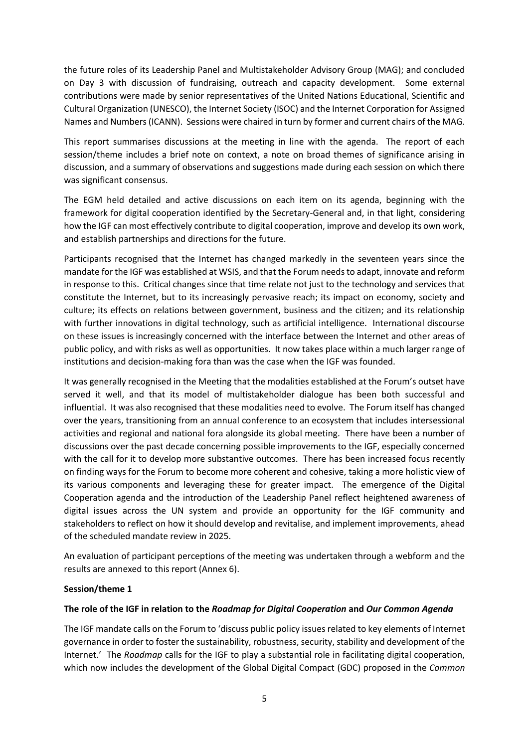the future roles of its Leadership Panel and Multistakeholder Advisory Group (MAG); and concluded on Day 3 with discussion of fundraising, outreach and capacity development. Some external contributions were made by senior representatives of the United Nations Educational, Scientific and Cultural Organization (UNESCO), the Internet Society (ISOC) and the Internet Corporation for Assigned Names and Numbers (ICANN). Sessions were chaired in turn by former and current chairs of the MAG.

This report summarises discussions at the meeting in line with the agenda. The report of each session/theme includes a brief note on context, a note on broad themes of significance arising in discussion, and a summary of observations and suggestions made during each session on which there was significant consensus.

The EGM held detailed and active discussions on each item on its agenda, beginning with the framework for digital cooperation identified by the Secretary-General and, in that light, considering how the IGF can most effectively contribute to digital cooperation, improve and develop its own work, and establish partnerships and directions for the future.

Participants recognised that the Internet has changed markedly in the seventeen years since the mandate for the IGF was established at WSIS, and that the Forum needs to adapt, innovate and reform in response to this. Critical changes since that time relate not just to the technology and services that constitute the Internet, but to its increasingly pervasive reach; its impact on economy, society and culture; its effects on relations between government, business and the citizen; and its relationship with further innovations in digital technology, such as artificial intelligence. International discourse on these issues is increasingly concerned with the interface between the Internet and other areas of public policy, and with risks as well as opportunities. It now takes place within a much larger range of institutions and decision-making fora than was the case when the IGF was founded.

It was generally recognised in the Meeting that the modalities established at the Forum's outset have served it well, and that its model of multistakeholder dialogue has been both successful and influential. It was also recognised that these modalities need to evolve. The Forum itself has changed over the years, transitioning from an annual conference to an ecosystem that includes intersessional activities and regional and national fora alongside its global meeting. There have been a number of discussions over the past decade concerning possible improvements to the IGF, especially concerned with the call for it to develop more substantive outcomes. There has been increased focus recently on finding ways for the Forum to become more coherent and cohesive, taking a more holistic view of its various components and leveraging these for greater impact. The emergence of the Digital Cooperation agenda and the introduction of the Leadership Panel reflect heightened awareness of digital issues across the UN system and provide an opportunity for the IGF community and stakeholders to reflect on how it should develop and revitalise, and implement improvements, ahead of the scheduled mandate review in 2025.

An evaluation of participant perceptions of the meeting was undertaken through a webform and the results are annexed to this report (Annex 6).

**Session/theme 1**

**The role of the IGF in relation to the *Roadmap for Digital Cooperation* and *Our Common Agenda***

The IGF mandate calls on the Forum to 'discuss public policy issues related to key elements of Internet governance in order to foster the sustainability, robustness, security, stability and development of the Internet.' The *Roadmap* calls for the IGF to play a substantial role in facilitating digital cooperation, which now includes the development of the Global Digital Compact (GDC) proposed in the *Common*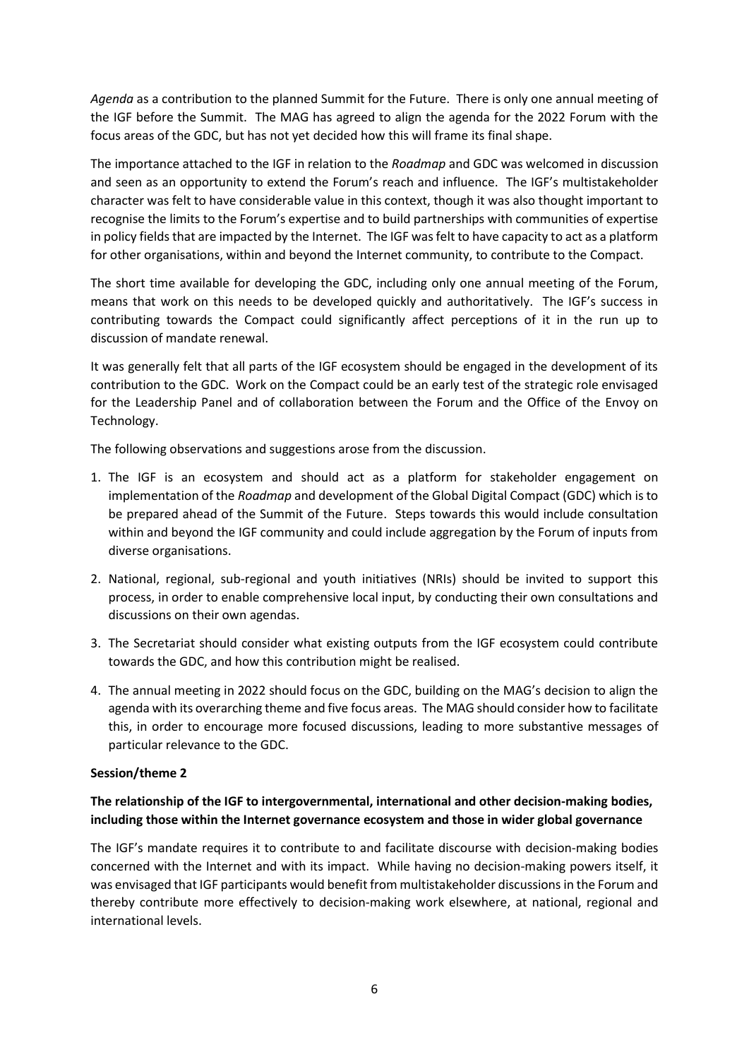*Agenda* as a contribution to the planned Summit for the Future. There is only one annual meeting of the IGF before the Summit. The MAG has agreed to align the agenda for the 2022 Forum with the focus areas of the GDC, but has not yet decided how this will frame its final shape.

The importance attached to the IGF in relation to the *Roadmap* and GDC was welcomed in discussion and seen as an opportunity to extend the Forum's reach and influence. The IGF's multistakeholder character was felt to have considerable value in this context, though it was also thought important to recognise the limits to the Forum's expertise and to build partnerships with communities of expertise in policy fields that are impacted by the Internet. The IGF was felt to have capacity to act as a platform for other organisations, within and beyond the Internet community, to contribute to the Compact.

The short time available for developing the GDC, including only one annual meeting of the Forum, means that work on this needs to be developed quickly and authoritatively. The IGF's success in contributing towards the Compact could significantly affect perceptions of it in the run up to discussion of mandate renewal.

It was generally felt that all parts of the IGF ecosystem should be engaged in the development of its contribution to the GDC. Work on the Compact could be an early test of the strategic role envisaged for the Leadership Panel and of collaboration between the Forum and the Office of the Envoy on Technology.

The following observations and suggestions arose from the discussion.

1. The IGF is an ecosystem and should act as a platform for stakeholder engagement on implementation of the *Roadmap* and development of the Global Digital Compact (GDC) which is to be prepared ahead of the Summit of the Future. Steps towards this would include consultation within and beyond the IGF community and could include aggregation by the Forum of inputs from diverse organisations.
2. National, regional, sub-regional and youth initiatives (NRIs) should be invited to support this process, in order to enable comprehensive local input, by conducting their own consultations and discussions on their own agendas.
3. The Secretariat should consider what existing outputs from the IGF ecosystem could contribute towards the GDC, and how this contribution might be realised.
4. The annual meeting in 2022 should focus on the GDC, building on the MAG's decision to align the agenda with its overarching theme and five focus areas. The MAG should consider how to facilitate this, in order to encourage more focused discussions, leading to more substantive messages of particular relevance to the GDC.

**Session/theme 2**

**The relationship of the IGF to intergovernmental, international and other decision-making bodies, including those within the Internet governance ecosystem and those in wider global governance**

The IGF's mandate requires it to contribute to and facilitate discourse with decision-making bodies concerned with the Internet and with its impact. While having no decision-making powers itself, it was envisaged that IGF participants would benefit from multistakeholder discussions in the Forum and thereby contribute more effectively to decision-making work elsewhere, at national, regional and international levels.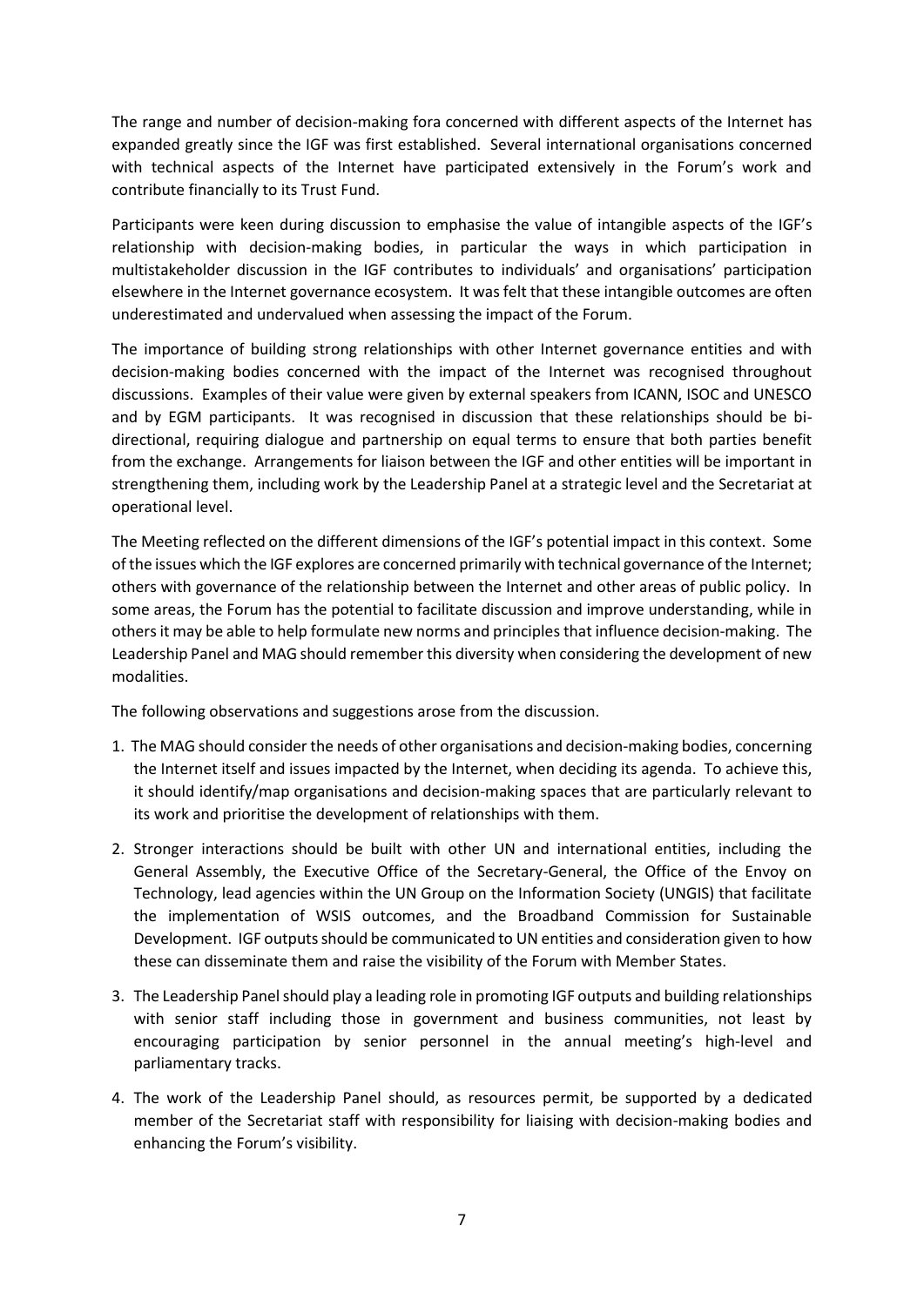The range and number of decision-making fora concerned with different aspects of the Internet has expanded greatly since the IGF was first established. Several international organisations concerned with technical aspects of the Internet have participated extensively in the Forum's work and contribute financially to its Trust Fund.

Participants were keen during discussion to emphasise the value of intangible aspects of the IGF's relationship with decision-making bodies, in particular the ways in which participation in multistakeholder discussion in the IGF contributes to individuals' and organisations' participation elsewhere in the Internet governance ecosystem. It was felt that these intangible outcomes are often underestimated and undervalued when assessing the impact of the Forum.

The importance of building strong relationships with other Internet governance entities and with decision-making bodies concerned with the impact of the Internet was recognised throughout discussions. Examples of their value were given by external speakers from ICANN, ISOC and UNESCO and by EGM participants. It was recognised in discussion that these relationships should be bi-directional, requiring dialogue and partnership on equal terms to ensure that both parties benefit from the exchange. Arrangements for liaison between the IGF and other entities will be important in strengthening them, including work by the Leadership Panel at a strategic level and the Secretariat at operational level.

The Meeting reflected on the different dimensions of the IGF's potential impact in this context. Some of the issues which the IGF explores are concerned primarily with technical governance of the Internet; others with governance of the relationship between the Internet and other areas of public policy. In some areas, the Forum has the potential to facilitate discussion and improve understanding, while in others it may be able to help formulate new norms and principles that influence decision-making. The Leadership Panel and MAG should remember this diversity when considering the development of new modalities.

The following observations and suggestions arose from the discussion.

1. The MAG should consider the needs of other organisations and decision-making bodies, concerning the Internet itself and issues impacted by the Internet, when deciding its agenda. To achieve this, it should identify/map organisations and decision-making spaces that are particularly relevant to its work and prioritise the development of relationships with them.
2. Stronger interactions should be built with other UN and international entities, including the General Assembly, the Executive Office of the Secretary-General, the Office of the Envoy on Technology, lead agencies within the UN Group on the Information Society (UNGIS) that facilitate the implementation of WSIS outcomes, and the Broadband Commission for Sustainable Development. IGF outputs should be communicated to UN entities and consideration given to how these can disseminate them and raise the visibility of the Forum with Member States.
3. The Leadership Panel should play a leading role in promoting IGF outputs and building relationships with senior staff including those in government and business communities, not least by encouraging participation by senior personnel in the annual meeting's high-level and parliamentary tracks.
4. The work of the Leadership Panel should, as resources permit, be supported by a dedicated member of the Secretariat staff with responsibility for liaising with decision-making bodies and enhancing the Forum's visibility.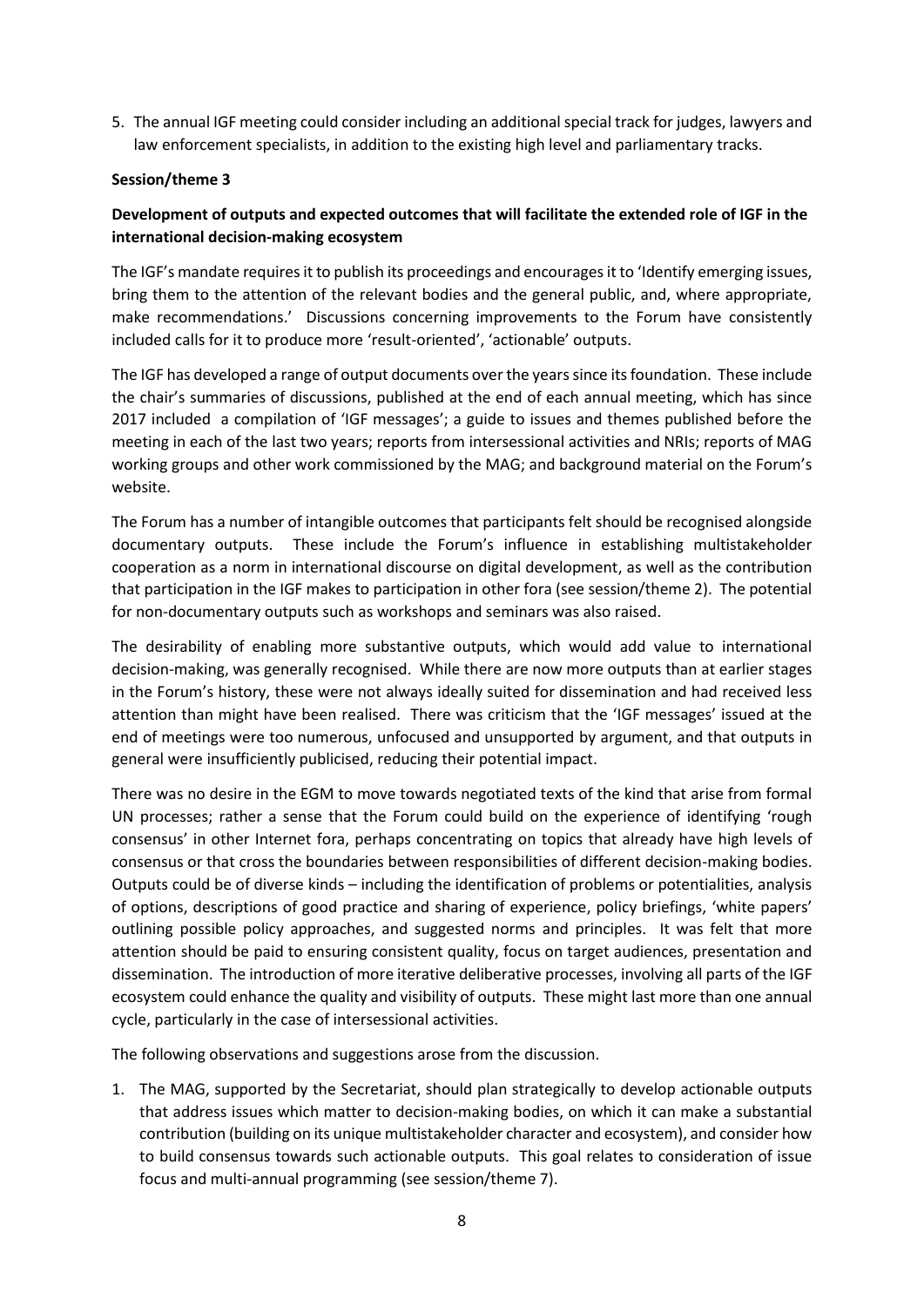5. The annual IGF meeting could consider including an additional special track for judges, lawyers and law enforcement specialists, in addition to the existing high level and parliamentary tracks.

**Session/theme 3**

**Development of outputs and expected outcomes that will facilitate the extended role of IGF in the international decision-making ecosystem**

The IGF's mandate requires it to publish its proceedings and encourages it to 'Identify emerging issues, bring them to the attention of the relevant bodies and the general public, and, where appropriate, make recommendations.' Discussions concerning improvements to the Forum have consistently included calls for it to produce more 'result-oriented', 'actionable' outputs.

The IGF has developed a range of output documents over the years since its foundation. These include the chair's summaries of discussions, published at the end of each annual meeting, which has since 2017 included a compilation of 'IGF messages'; a guide to issues and themes published before the meeting in each of the last two years; reports from intersessional activities and NRIs; reports of MAG working groups and other work commissioned by the MAG; and background material on the Forum's website.

The Forum has a number of intangible outcomes that participants felt should be recognised alongside documentary outputs. These include the Forum's influence in establishing multistakeholder cooperation as a norm in international discourse on digital development, as well as the contribution that participation in the IGF makes to participation in other fora (see session/theme 2). The potential for non-documentary outputs such as workshops and seminars was also raised.

The desirability of enabling more substantive outputs, which would add value to international decision-making, was generally recognised. While there are now more outputs than at earlier stages in the Forum's history, these were not always ideally suited for dissemination and had received less attention than might have been realised. There was criticism that the 'IGF messages' issued at the end of meetings were too numerous, unfocused and unsupported by argument, and that outputs in general were insufficiently publicised, reducing their potential impact.

There was no desire in the EGM to move towards negotiated texts of the kind that arise from formal UN processes; rather a sense that the Forum could build on the experience of identifying 'rough consensus' in other Internet fora, perhaps concentrating on topics that already have high levels of consensus or that cross the boundaries between responsibilities of different decision-making bodies. Outputs could be of diverse kinds – including the identification of problems or potentialities, analysis of options, descriptions of good practice and sharing of experience, policy briefings, 'white papers' outlining possible policy approaches, and suggested norms and principles. It was felt that more attention should be paid to ensuring consistent quality, focus on target audiences, presentation and dissemination. The introduction of more iterative deliberative processes, involving all parts of the IGF ecosystem could enhance the quality and visibility of outputs. These might last more than one annual cycle, particularly in the case of intersessional activities.

The following observations and suggestions arose from the discussion.

1. The MAG, supported by the Secretariat, should plan strategically to develop actionable outputs that address issues which matter to decision-making bodies, on which it can make a substantial contribution (building on its unique multistakeholder character and ecosystem), and consider how to build consensus towards such actionable outputs. This goal relates to consideration of issue focus and multi-annual programming (see session/theme 7).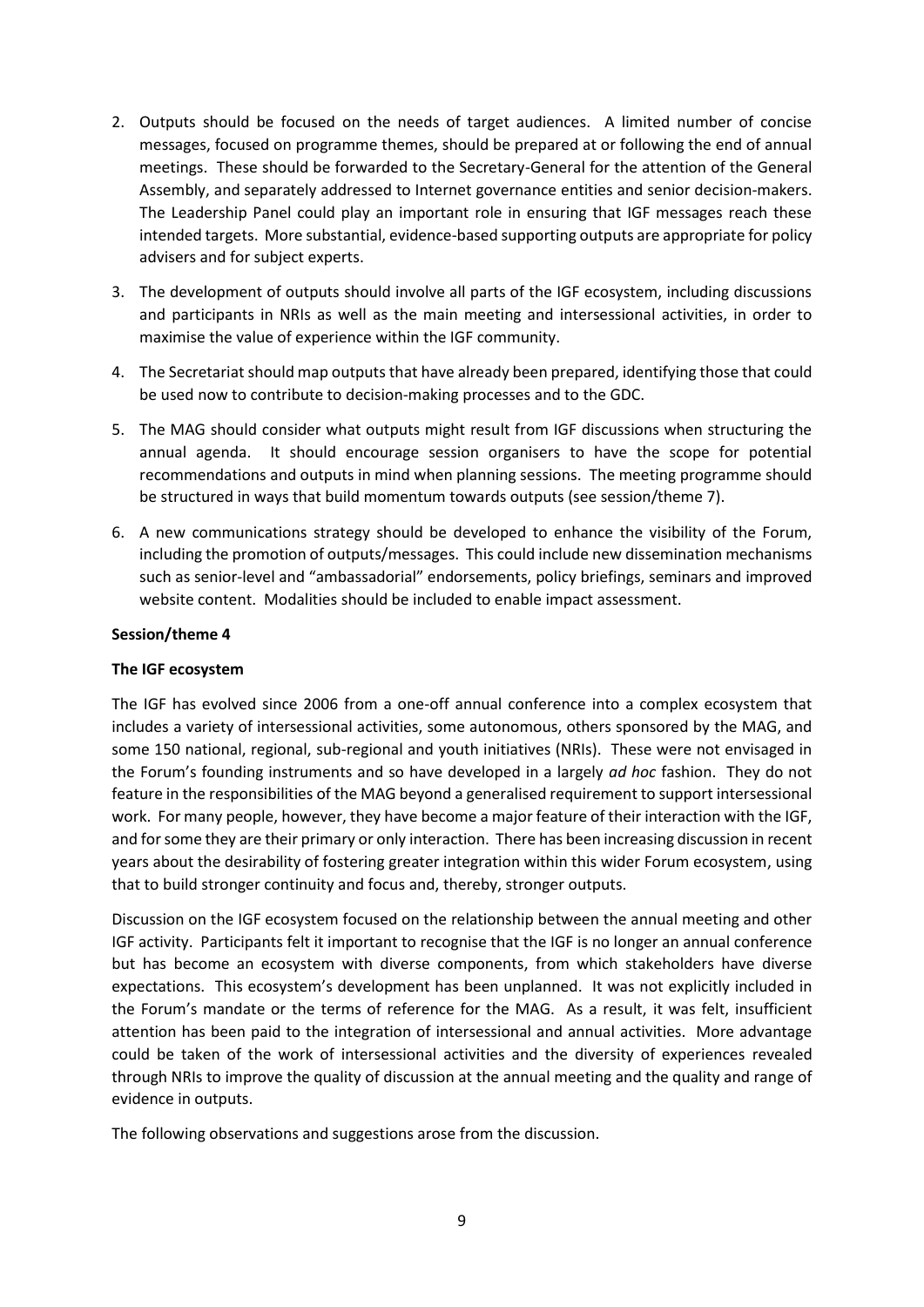2. Outputs should be focused on the needs of target audiences. A limited number of concise messages, focused on programme themes, should be prepared at or following the end of annual meetings. These should be forwarded to the Secretary-General for the attention of the General Assembly, and separately addressed to Internet governance entities and senior decision-makers. The Leadership Panel could play an important role in ensuring that IGF messages reach these intended targets. More substantial, evidence-based supporting outputs are appropriate for policy advisers and for subject experts.
3. The development of outputs should involve all parts of the IGF ecosystem, including discussions and participants in NRIs as well as the main meeting and intersessional activities, in order to maximise the value of experience within the IGF community.
4. The Secretariat should map outputs that have already been prepared, identifying those that could be used now to contribute to decision-making processes and to the GDC.
5. The MAG should consider what outputs might result from IGF discussions when structuring the annual agenda. It should encourage session organisers to have the scope for potential recommendations and outputs in mind when planning sessions. The meeting programme should be structured in ways that build momentum towards outputs (see session/theme 7).
6. A new communications strategy should be developed to enhance the visibility of the Forum, including the promotion of outputs/messages. This could include new dissemination mechanisms such as senior-level and "ambassadorial" endorsements, policy briefings, seminars and improved website content. Modalities should be included to enable impact assessment.

**Session/theme 4**

**The IGF ecosystem**

The IGF has evolved since 2006 from a one-off annual conference into a complex ecosystem that includes a variety of intersessional activities, some autonomous, others sponsored by the MAG, and some 150 national, regional, sub-regional and youth initiatives (NRIs). These were not envisaged in the Forum's founding instruments and so have developed in a largely *ad hoc* fashion. They do not feature in the responsibilities of the MAG beyond a generalised requirement to support intersessional work. For many people, however, they have become a major feature of their interaction with the IGF, and for some they are their primary or only interaction. There has been increasing discussion in recent years about the desirability of fostering greater integration within this wider Forum ecosystem, using that to build stronger continuity and focus and, thereby, stronger outputs.

Discussion on the IGF ecosystem focused on the relationship between the annual meeting and other IGF activity. Participants felt it important to recognise that the IGF is no longer an annual conference but has become an ecosystem with diverse components, from which stakeholders have diverse expectations. This ecosystem's development has been unplanned. It was not explicitly included in the Forum's mandate or the terms of reference for the MAG. As a result, it was felt, insufficient attention has been paid to the integration of intersessional and annual activities. More advantage could be taken of the work of intersessional activities and the diversity of experiences revealed through NRIs to improve the quality of discussion at the annual meeting and the quality and range of evidence in outputs.

The following observations and suggestions arose from the discussion.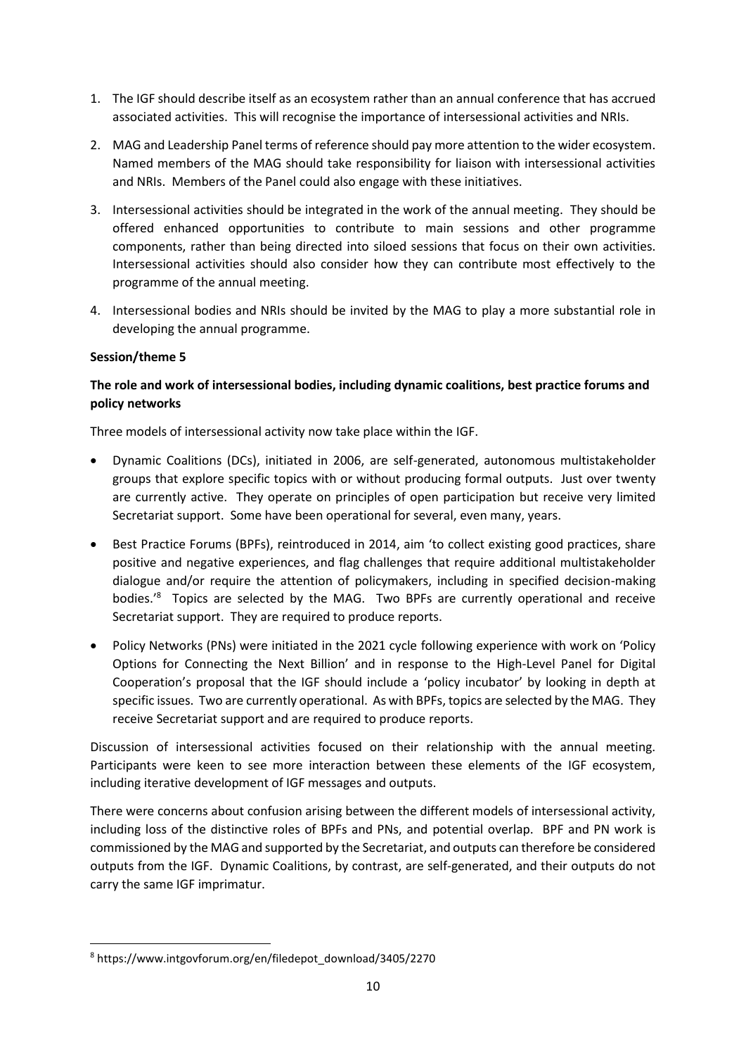1. The IGF should describe itself as an ecosystem rather than an annual conference that has accrued associated activities. This will recognise the importance of intersessional activities and NRIs.
2. MAG and Leadership Panel terms of reference should pay more attention to the wider ecosystem. Named members of the MAG should take responsibility for liaison with intersessional activities and NRIs. Members of the Panel could also engage with these initiatives.
3. Intersessional activities should be integrated in the work of the annual meeting. They should be offered enhanced opportunities to contribute to main sessions and other programme components, rather than being directed into siloed sessions that focus on their own activities. Intersessional activities should also consider how they can contribute most effectively to the programme of the annual meeting.
4. Intersessional bodies and NRIs should be invited by the MAG to play a more substantial role in developing the annual programme.

**Session/theme 5**

**The role and work of intersessional bodies, including dynamic coalitions, best practice forums and policy networks**

Three models of intersessional activity now take place within the IGF.

- Dynamic Coalitions (DCs), initiated in 2006, are self-generated, autonomous multistakeholder groups that explore specific topics with or without producing formal outputs. Just over twenty are currently active. They operate on principles of open participation but receive very limited Secretariat support. Some have been operational for several, even many, years.
- Best Practice Forums (BPFs), reintroduced in 2014, aim 'to collect existing good practices, share positive and negative experiences, and flag challenges that require additional multistakeholder dialogue and/or require the attention of policymakers, including in specified decision-making bodies.'[8] Topics are selected by the MAG. Two BPFs are currently operational and receive Secretariat support. They are required to produce reports.
- Policy Networks (PNs) were initiated in the 2021 cycle following experience with work on 'Policy Options for Connecting the Next Billion' and in response to the High-Level Panel for Digital Cooperation's proposal that the IGF should include a 'policy incubator' by looking in depth at specific issues. Two are currently operational. As with BPFs, topics are selected by the MAG. They receive Secretariat support and are required to produce reports.

Discussion of intersessional activities focused on their relationship with the annual meeting. Participants were keen to see more interaction between these elements of the IGF ecosystem, including iterative development of IGF messages and outputs.

There were concerns about confusion arising between the different models of intersessional activity, including loss of the distinctive roles of BPFs and PNs, and potential overlap. BPF and PN work is commissioned by the MAG and supported by the Secretariat, and outputs can therefore be considered outputs from the IGF. Dynamic Coalitions, by contrast, are self-generated, and their outputs do not carry the same IGF imprimatur.

[8] https://www.intgovforum.org/en/filedepot_download/3405/2270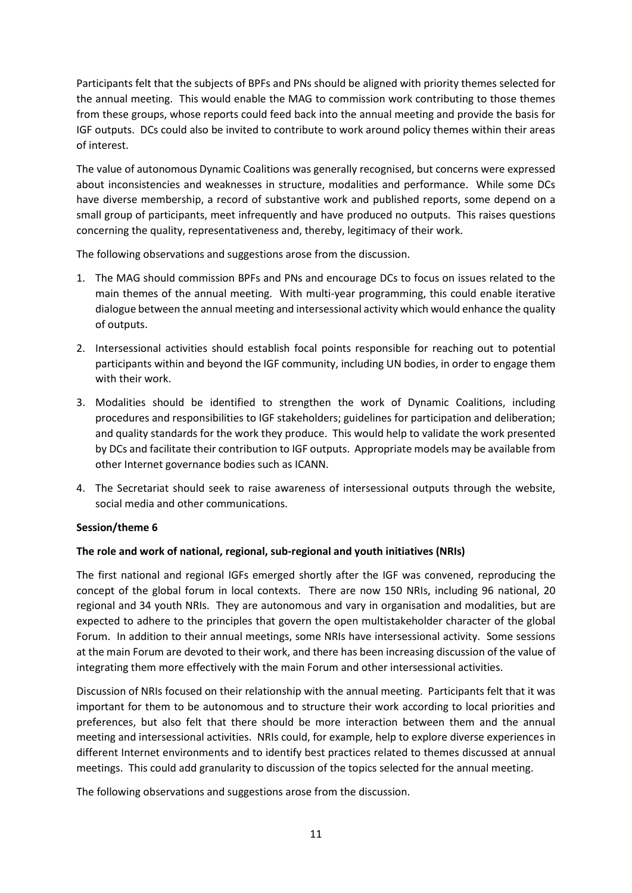Participants felt that the subjects of BPFs and PNs should be aligned with priority themes selected for the annual meeting. This would enable the MAG to commission work contributing to those themes from these groups, whose reports could feed back into the annual meeting and provide the basis for IGF outputs. DCs could also be invited to contribute to work around policy themes within their areas of interest.

The value of autonomous Dynamic Coalitions was generally recognised, but concerns were expressed about inconsistencies and weaknesses in structure, modalities and performance. While some DCs have diverse membership, a record of substantive work and published reports, some depend on a small group of participants, meet infrequently and have produced no outputs. This raises questions concerning the quality, representativeness and, thereby, legitimacy of their work.

The following observations and suggestions arose from the discussion.

1. The MAG should commission BPFs and PNs and encourage DCs to focus on issues related to the main themes of the annual meeting. With multi-year programming, this could enable iterative dialogue between the annual meeting and intersessional activity which would enhance the quality of outputs.
2. Intersessional activities should establish focal points responsible for reaching out to potential participants within and beyond the IGF community, including UN bodies, in order to engage them with their work.
3. Modalities should be identified to strengthen the work of Dynamic Coalitions, including procedures and responsibilities to IGF stakeholders; guidelines for participation and deliberation; and quality standards for the work they produce. This would help to validate the work presented by DCs and facilitate their contribution to IGF outputs. Appropriate models may be available from other Internet governance bodies such as ICANN.
4. The Secretariat should seek to raise awareness of intersessional outputs through the website, social media and other communications.

**Session/theme 6**

**The role and work of national, regional, sub-regional and youth initiatives (NRIs)**

The first national and regional IGFs emerged shortly after the IGF was convened, reproducing the concept of the global forum in local contexts. There are now 150 NRIs, including 96 national, 20 regional and 34 youth NRIs. They are autonomous and vary in organisation and modalities, but are expected to adhere to the principles that govern the open multistakeholder character of the global Forum. In addition to their annual meetings, some NRIs have intersessional activity. Some sessions at the main Forum are devoted to their work, and there has been increasing discussion of the value of integrating them more effectively with the main Forum and other intersessional activities.

Discussion of NRIs focused on their relationship with the annual meeting. Participants felt that it was important for them to be autonomous and to structure their work according to local priorities and preferences, but also felt that there should be more interaction between them and the annual meeting and intersessional activities. NRIs could, for example, help to explore diverse experiences in different Internet environments and to identify best practices related to themes discussed at annual meetings. This could add granularity to discussion of the topics selected for the annual meeting.

The following observations and suggestions arose from the discussion.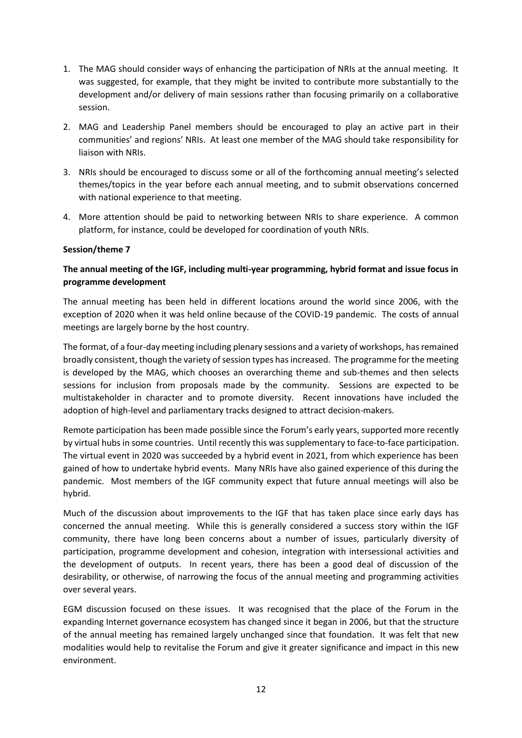1. The MAG should consider ways of enhancing the participation of NRIs at the annual meeting. It was suggested, for example, that they might be invited to contribute more substantially to the development and/or delivery of main sessions rather than focusing primarily on a collaborative session.
2. MAG and Leadership Panel members should be encouraged to play an active part in their communities' and regions' NRIs. At least one member of the MAG should take responsibility for liaison with NRIs.
3. NRIs should be encouraged to discuss some or all of the forthcoming annual meeting's selected themes/topics in the year before each annual meeting, and to submit observations concerned with national experience to that meeting.
4. More attention should be paid to networking between NRIs to share experience. A common platform, for instance, could be developed for coordination of youth NRIs.

**Session/theme 7**

**The annual meeting of the IGF, including multi-year programming, hybrid format and issue focus in programme development**

The annual meeting has been held in different locations around the world since 2006, with the exception of 2020 when it was held online because of the COVID-19 pandemic. The costs of annual meetings are largely borne by the host country.

The format, of a four-day meeting including plenary sessions and a variety of workshops, has remained broadly consistent, though the variety of session types has increased. The programme for the meeting is developed by the MAG, which chooses an overarching theme and sub-themes and then selects sessions for inclusion from proposals made by the community. Sessions are expected to be multistakeholder in character and to promote diversity. Recent innovations have included the adoption of high-level and parliamentary tracks designed to attract decision-makers.

Remote participation has been made possible since the Forum's early years, supported more recently by virtual hubs in some countries. Until recently this was supplementary to face-to-face participation. The virtual event in 2020 was succeeded by a hybrid event in 2021, from which experience has been gained of how to undertake hybrid events. Many NRIs have also gained experience of this during the pandemic. Most members of the IGF community expect that future annual meetings will also be hybrid.

Much of the discussion about improvements to the IGF that has taken place since early days has concerned the annual meeting. While this is generally considered a success story within the IGF community, there have long been concerns about a number of issues, particularly diversity of participation, programme development and cohesion, integration with intersessional activities and the development of outputs. In recent years, there has been a good deal of discussion of the desirability, or otherwise, of narrowing the focus of the annual meeting and programming activities over several years.

EGM discussion focused on these issues. It was recognised that the place of the Forum in the expanding Internet governance ecosystem has changed since it began in 2006, but that the structure of the annual meeting has remained largely unchanged since that foundation. It was felt that new modalities would help to revitalise the Forum and give it greater significance and impact in this new environment.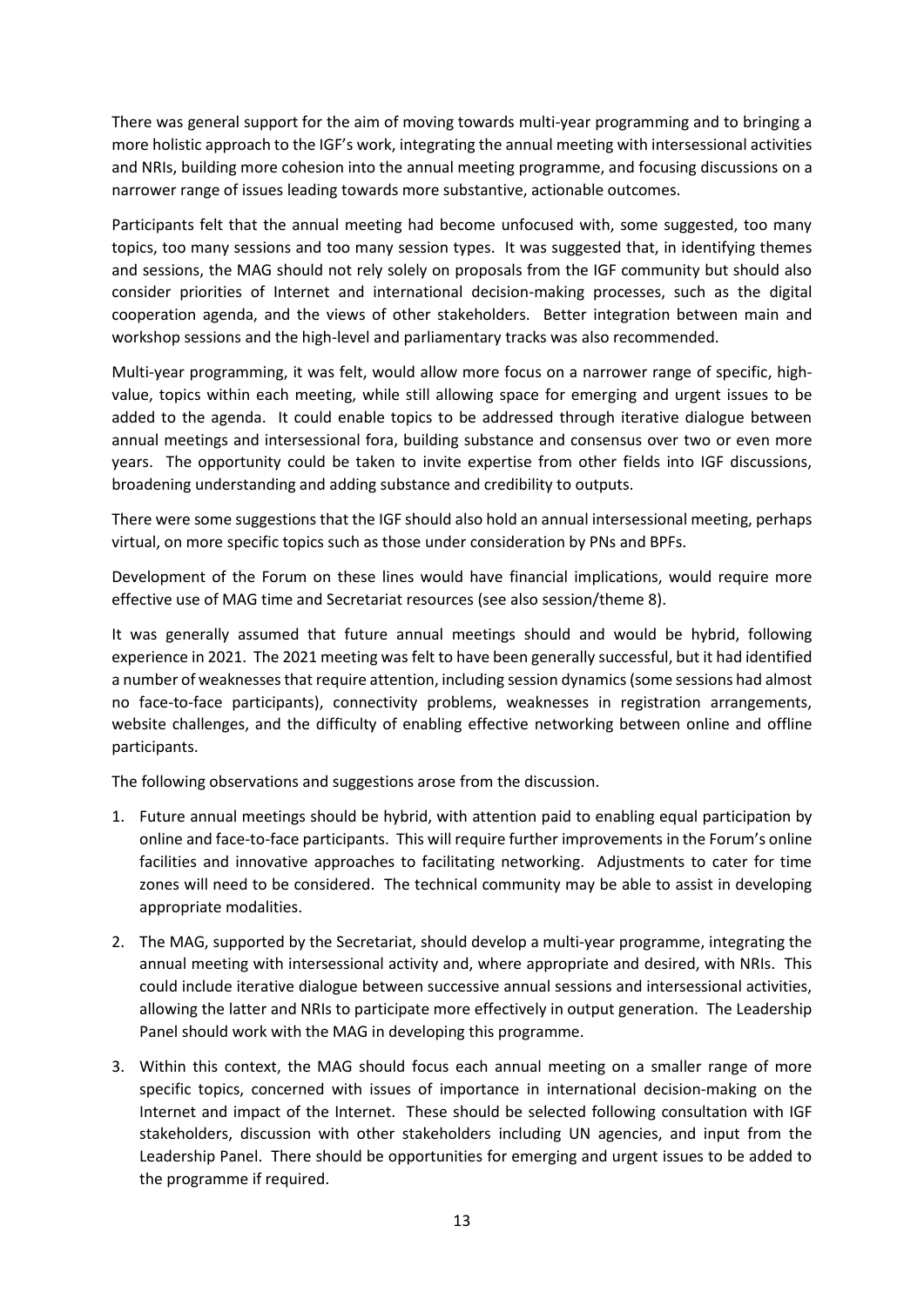There was general support for the aim of moving towards multi-year programming and to bringing a more holistic approach to the IGF's work, integrating the annual meeting with intersessional activities and NRIs, building more cohesion into the annual meeting programme, and focusing discussions on a narrower range of issues leading towards more substantive, actionable outcomes.

Participants felt that the annual meeting had become unfocused with, some suggested, too many topics, too many sessions and too many session types. It was suggested that, in identifying themes and sessions, the MAG should not rely solely on proposals from the IGF community but should also consider priorities of Internet and international decision-making processes, such as the digital cooperation agenda, and the views of other stakeholders. Better integration between main and workshop sessions and the high-level and parliamentary tracks was also recommended.

Multi-year programming, it was felt, would allow more focus on a narrower range of specific, high-value, topics within each meeting, while still allowing space for emerging and urgent issues to be added to the agenda. It could enable topics to be addressed through iterative dialogue between annual meetings and intersessional fora, building substance and consensus over two or even more years. The opportunity could be taken to invite expertise from other fields into IGF discussions, broadening understanding and adding substance and credibility to outputs.

There were some suggestions that the IGF should also hold an annual intersessional meeting, perhaps virtual, on more specific topics such as those under consideration by PNs and BPFs.

Development of the Forum on these lines would have financial implications, would require more effective use of MAG time and Secretariat resources (see also session/theme 8).

It was generally assumed that future annual meetings should and would be hybrid, following experience in 2021. The 2021 meeting was felt to have been generally successful, but it had identified a number of weaknesses that require attention, including session dynamics (some sessions had almost no face-to-face participants), connectivity problems, weaknesses in registration arrangements, website challenges, and the difficulty of enabling effective networking between online and offline participants.

The following observations and suggestions arose from the discussion.

1. Future annual meetings should be hybrid, with attention paid to enabling equal participation by online and face-to-face participants. This will require further improvements in the Forum's online facilities and innovative approaches to facilitating networking. Adjustments to cater for time zones will need to be considered. The technical community may be able to assist in developing appropriate modalities.

2. The MAG, supported by the Secretariat, should develop a multi-year programme, integrating the annual meeting with intersessional activity and, where appropriate and desired, with NRIs. This could include iterative dialogue between successive annual sessions and intersessional activities, allowing the latter and NRIs to participate more effectively in output generation. The Leadership Panel should work with the MAG in developing this programme.

3. Within this context, the MAG should focus each annual meeting on a smaller range of more specific topics, concerned with issues of importance in international decision-making on the Internet and impact of the Internet. These should be selected following consultation with IGF stakeholders, discussion with other stakeholders including UN agencies, and input from the Leadership Panel. There should be opportunities for emerging and urgent issues to be added to the programme if required.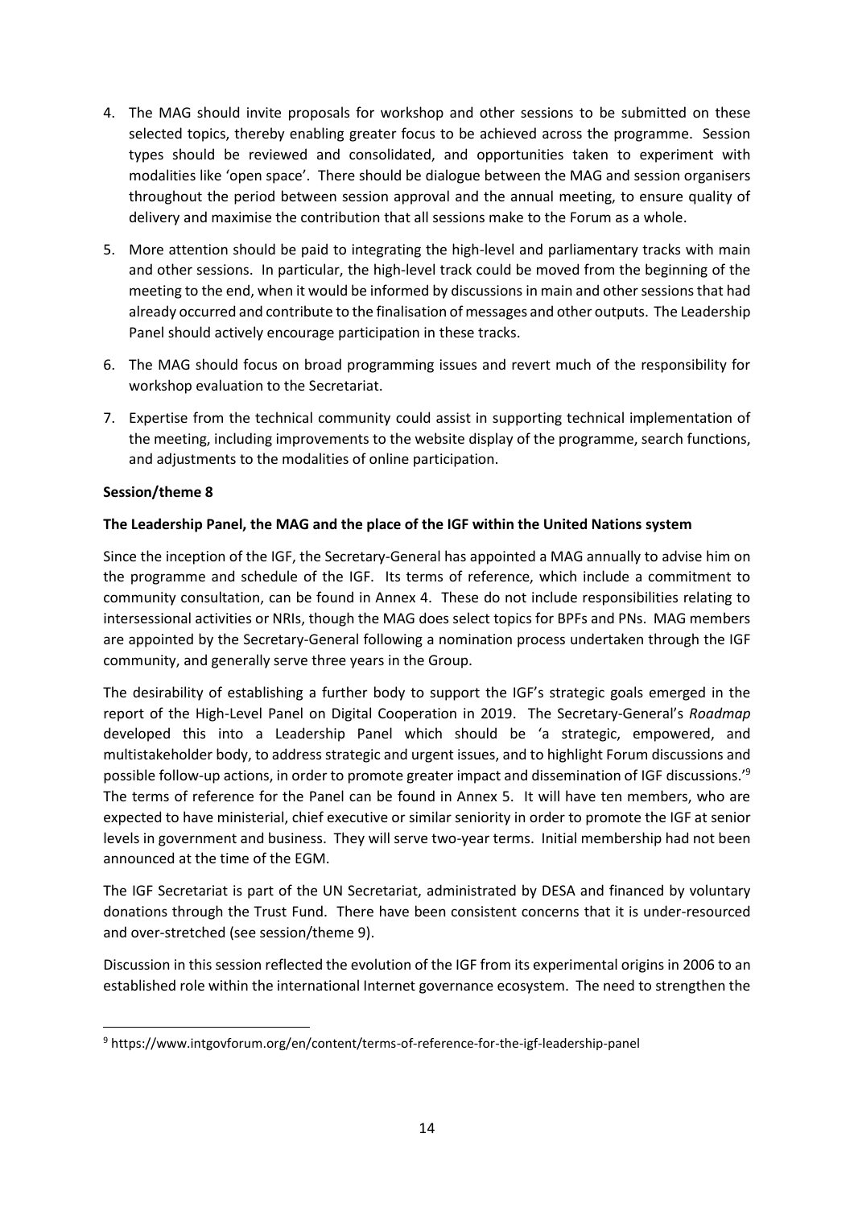4. The MAG should invite proposals for workshop and other sessions to be submitted on these selected topics, thereby enabling greater focus to be achieved across the programme. Session types should be reviewed and consolidated, and opportunities taken to experiment with modalities like 'open space'. There should be dialogue between the MAG and session organisers throughout the period between session approval and the annual meeting, to ensure quality of delivery and maximise the contribution that all sessions make to the Forum as a whole.

5. More attention should be paid to integrating the high-level and parliamentary tracks with main and other sessions. In particular, the high-level track could be moved from the beginning of the meeting to the end, when it would be informed by discussions in main and other sessions that had already occurred and contribute to the finalisation of messages and other outputs. The Leadership Panel should actively encourage participation in these tracks.

6. The MAG should focus on broad programming issues and revert much of the responsibility for workshop evaluation to the Secretariat.

7. Expertise from the technical community could assist in supporting technical implementation of the meeting, including improvements to the website display of the programme, search functions, and adjustments to the modalities of online participation.

**Session/theme 8**

**The Leadership Panel, the MAG and the place of the IGF within the United Nations system**

Since the inception of the IGF, the Secretary-General has appointed a MAG annually to advise him on the programme and schedule of the IGF. Its terms of reference, which include a commitment to community consultation, can be found in Annex 4. These do not include responsibilities relating to intersessional activities or NRIs, though the MAG does select topics for BPFs and PNs. MAG members are appointed by the Secretary-General following a nomination process undertaken through the IGF community, and generally serve three years in the Group.

The desirability of establishing a further body to support the IGF's strategic goals emerged in the report of the High-Level Panel on Digital Cooperation in 2019. The Secretary-General's *Roadmap* developed this into a Leadership Panel which should be 'a strategic, empowered, and multistakeholder body, to address strategic and urgent issues, and to highlight Forum discussions and possible follow-up actions, in order to promote greater impact and dissemination of IGF discussions.'[9] The terms of reference for the Panel can be found in Annex 5. It will have ten members, who are expected to have ministerial, chief executive or similar seniority in order to promote the IGF at senior levels in government and business. They will serve two-year terms. Initial membership had not been announced at the time of the EGM.

The IGF Secretariat is part of the UN Secretariat, administrated by DESA and financed by voluntary donations through the Trust Fund. There have been consistent concerns that it is under-resourced and over-stretched (see session/theme 9).

Discussion in this session reflected the evolution of the IGF from its experimental origins in 2006 to an established role within the international Internet governance ecosystem. The need to strengthen the

[9] https://www.intgovforum.org/en/content/terms-of-reference-for-the-igf-leadership-panel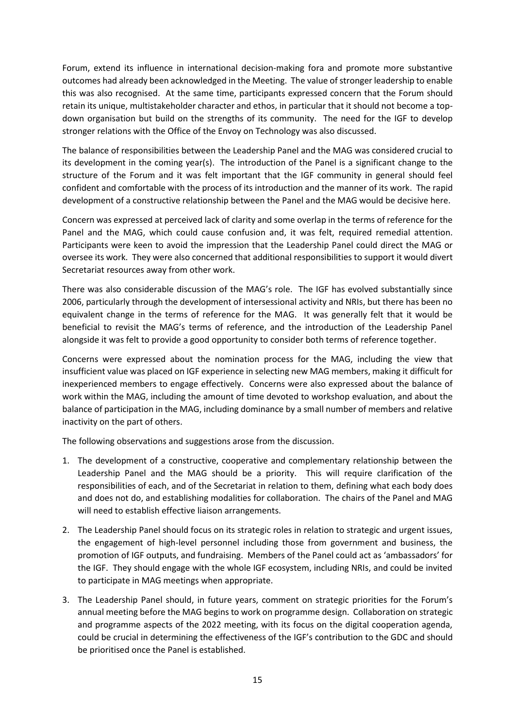Forum, extend its influence in international decision-making fora and promote more substantive outcomes had already been acknowledged in the Meeting. The value of stronger leadership to enable this was also recognised. At the same time, participants expressed concern that the Forum should retain its unique, multistakeholder character and ethos, in particular that it should not become a top-down organisation but build on the strengths of its community. The need for the IGF to develop stronger relations with the Office of the Envoy on Technology was also discussed.

The balance of responsibilities between the Leadership Panel and the MAG was considered crucial to its development in the coming year(s). The introduction of the Panel is a significant change to the structure of the Forum and it was felt important that the IGF community in general should feel confident and comfortable with the process of its introduction and the manner of its work. The rapid development of a constructive relationship between the Panel and the MAG would be decisive here.

Concern was expressed at perceived lack of clarity and some overlap in the terms of reference for the Panel and the MAG, which could cause confusion and, it was felt, required remedial attention. Participants were keen to avoid the impression that the Leadership Panel could direct the MAG or oversee its work. They were also concerned that additional responsibilities to support it would divert Secretariat resources away from other work.

There was also considerable discussion of the MAG's role. The IGF has evolved substantially since 2006, particularly through the development of intersessional activity and NRIs, but there has been no equivalent change in the terms of reference for the MAG. It was generally felt that it would be beneficial to revisit the MAG's terms of reference, and the introduction of the Leadership Panel alongside it was felt to provide a good opportunity to consider both terms of reference together.

Concerns were expressed about the nomination process for the MAG, including the view that insufficient value was placed on IGF experience in selecting new MAG members, making it difficult for inexperienced members to engage effectively. Concerns were also expressed about the balance of work within the MAG, including the amount of time devoted to workshop evaluation, and about the balance of participation in the MAG, including dominance by a small number of members and relative inactivity on the part of others.

The following observations and suggestions arose from the discussion.

1. The development of a constructive, cooperative and complementary relationship between the Leadership Panel and the MAG should be a priority. This will require clarification of the responsibilities of each, and of the Secretariat in relation to them, defining what each body does and does not do, and establishing modalities for collaboration. The chairs of the Panel and MAG will need to establish effective liaison arrangements.
2. The Leadership Panel should focus on its strategic roles in relation to strategic and urgent issues, the engagement of high-level personnel including those from government and business, the promotion of IGF outputs, and fundraising. Members of the Panel could act as 'ambassadors' for the IGF. They should engage with the whole IGF ecosystem, including NRIs, and could be invited to participate in MAG meetings when appropriate.
3. The Leadership Panel should, in future years, comment on strategic priorities for the Forum's annual meeting before the MAG begins to work on programme design. Collaboration on strategic and programme aspects of the 2022 meeting, with its focus on the digital cooperation agenda, could be crucial in determining the effectiveness of the IGF's contribution to the GDC and should be prioritised once the Panel is established.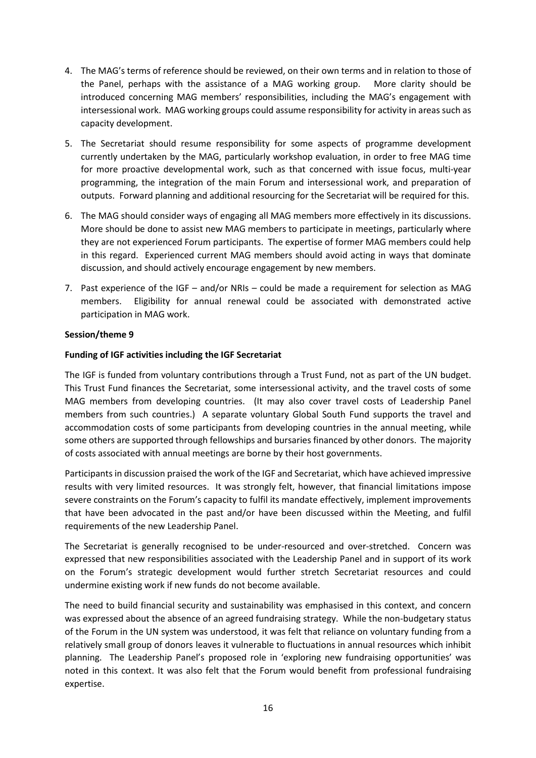4. The MAG's terms of reference should be reviewed, on their own terms and in relation to those of the Panel, perhaps with the assistance of a MAG working group. More clarity should be introduced concerning MAG members' responsibilities, including the MAG's engagement with intersessional work. MAG working groups could assume responsibility for activity in areas such as capacity development.

5. The Secretariat should resume responsibility for some aspects of programme development currently undertaken by the MAG, particularly workshop evaluation, in order to free MAG time for more proactive developmental work, such as that concerned with issue focus, multi-year programming, the integration of the main Forum and intersessional work, and preparation of outputs. Forward planning and additional resourcing for the Secretariat will be required for this.

6. The MAG should consider ways of engaging all MAG members more effectively in its discussions. More should be done to assist new MAG members to participate in meetings, particularly where they are not experienced Forum participants. The expertise of former MAG members could help in this regard. Experienced current MAG members should avoid acting in ways that dominate discussion, and should actively encourage engagement by new members.

7. Past experience of the IGF – and/or NRIs – could be made a requirement for selection as MAG members. Eligibility for annual renewal could be associated with demonstrated active participation in MAG work.

**Session/theme 9**

**Funding of IGF activities including the IGF Secretariat**

The IGF is funded from voluntary contributions through a Trust Fund, not as part of the UN budget. This Trust Fund finances the Secretariat, some intersessional activity, and the travel costs of some MAG members from developing countries. (It may also cover travel costs of Leadership Panel members from such countries.) A separate voluntary Global South Fund supports the travel and accommodation costs of some participants from developing countries in the annual meeting, while some others are supported through fellowships and bursaries financed by other donors. The majority of costs associated with annual meetings are borne by their host governments.

Participants in discussion praised the work of the IGF and Secretariat, which have achieved impressive results with very limited resources. It was strongly felt, however, that financial limitations impose severe constraints on the Forum's capacity to fulfil its mandate effectively, implement improvements that have been advocated in the past and/or have been discussed within the Meeting, and fulfil requirements of the new Leadership Panel.

The Secretariat is generally recognised to be under-resourced and over-stretched. Concern was expressed that new responsibilities associated with the Leadership Panel and in support of its work on the Forum's strategic development would further stretch Secretariat resources and could undermine existing work if new funds do not become available.

The need to build financial security and sustainability was emphasised in this context, and concern was expressed about the absence of an agreed fundraising strategy. While the non-budgetary status of the Forum in the UN system was understood, it was felt that reliance on voluntary funding from a relatively small group of donors leaves it vulnerable to fluctuations in annual resources which inhibit planning. The Leadership Panel's proposed role in 'exploring new fundraising opportunities' was noted in this context. It was also felt that the Forum would benefit from professional fundraising expertise.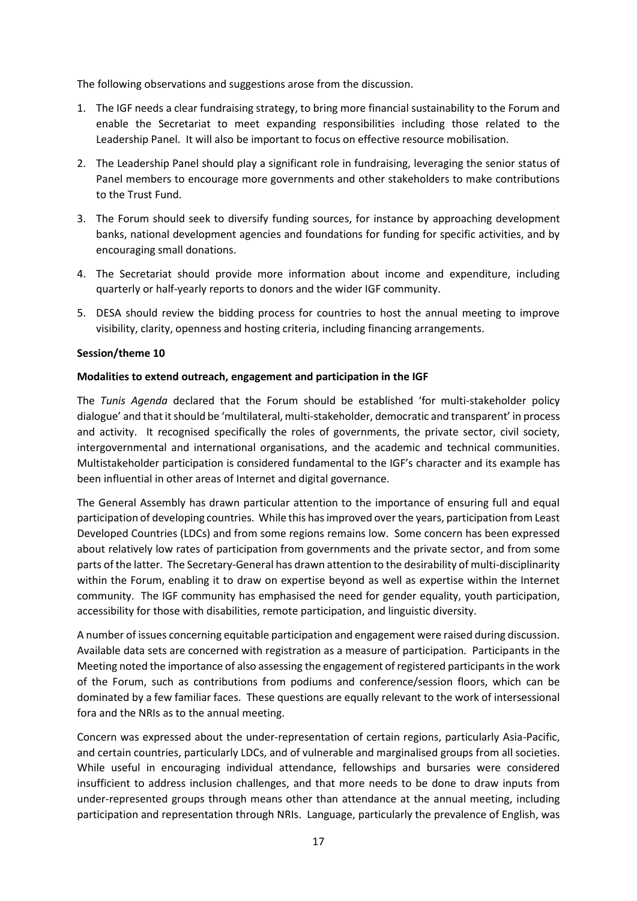The following observations and suggestions arose from the discussion.

1. The IGF needs a clear fundraising strategy, to bring more financial sustainability to the Forum and enable the Secretariat to meet expanding responsibilities including those related to the Leadership Panel. It will also be important to focus on effective resource mobilisation.
2. The Leadership Panel should play a significant role in fundraising, leveraging the senior status of Panel members to encourage more governments and other stakeholders to make contributions to the Trust Fund.
3. The Forum should seek to diversify funding sources, for instance by approaching development banks, national development agencies and foundations for funding for specific activities, and by encouraging small donations.
4. The Secretariat should provide more information about income and expenditure, including quarterly or half-yearly reports to donors and the wider IGF community.
5. DESA should review the bidding process for countries to host the annual meeting to improve visibility, clarity, openness and hosting criteria, including financing arrangements.

**Session/theme 10**

**Modalities to extend outreach, engagement and participation in the IGF**

The *Tunis Agenda* declared that the Forum should be established 'for multi-stakeholder policy dialogue' and that it should be 'multilateral, multi-stakeholder, democratic and transparent' in process and activity. It recognised specifically the roles of governments, the private sector, civil society, intergovernmental and international organisations, and the academic and technical communities. Multistakeholder participation is considered fundamental to the IGF's character and its example has been influential in other areas of Internet and digital governance.

The General Assembly has drawn particular attention to the importance of ensuring full and equal participation of developing countries. While this has improved over the years, participation from Least Developed Countries (LDCs) and from some regions remains low. Some concern has been expressed about relatively low rates of participation from governments and the private sector, and from some parts of the latter. The Secretary-General has drawn attention to the desirability of multi-disciplinarity within the Forum, enabling it to draw on expertise beyond as well as expertise within the Internet community. The IGF community has emphasised the need for gender equality, youth participation, accessibility for those with disabilities, remote participation, and linguistic diversity.

A number of issues concerning equitable participation and engagement were raised during discussion. Available data sets are concerned with registration as a measure of participation. Participants in the Meeting noted the importance of also assessing the engagement of registered participants in the work of the Forum, such as contributions from podiums and conference/session floors, which can be dominated by a few familiar faces. These questions are equally relevant to the work of intersessional fora and the NRIs as to the annual meeting.

Concern was expressed about the under-representation of certain regions, particularly Asia-Pacific, and certain countries, particularly LDCs, and of vulnerable and marginalised groups from all societies. While useful in encouraging individual attendance, fellowships and bursaries were considered insufficient to address inclusion challenges, and that more needs to be done to draw inputs from under-represented groups through means other than attendance at the annual meeting, including participation and representation through NRIs. Language, particularly the prevalence of English, was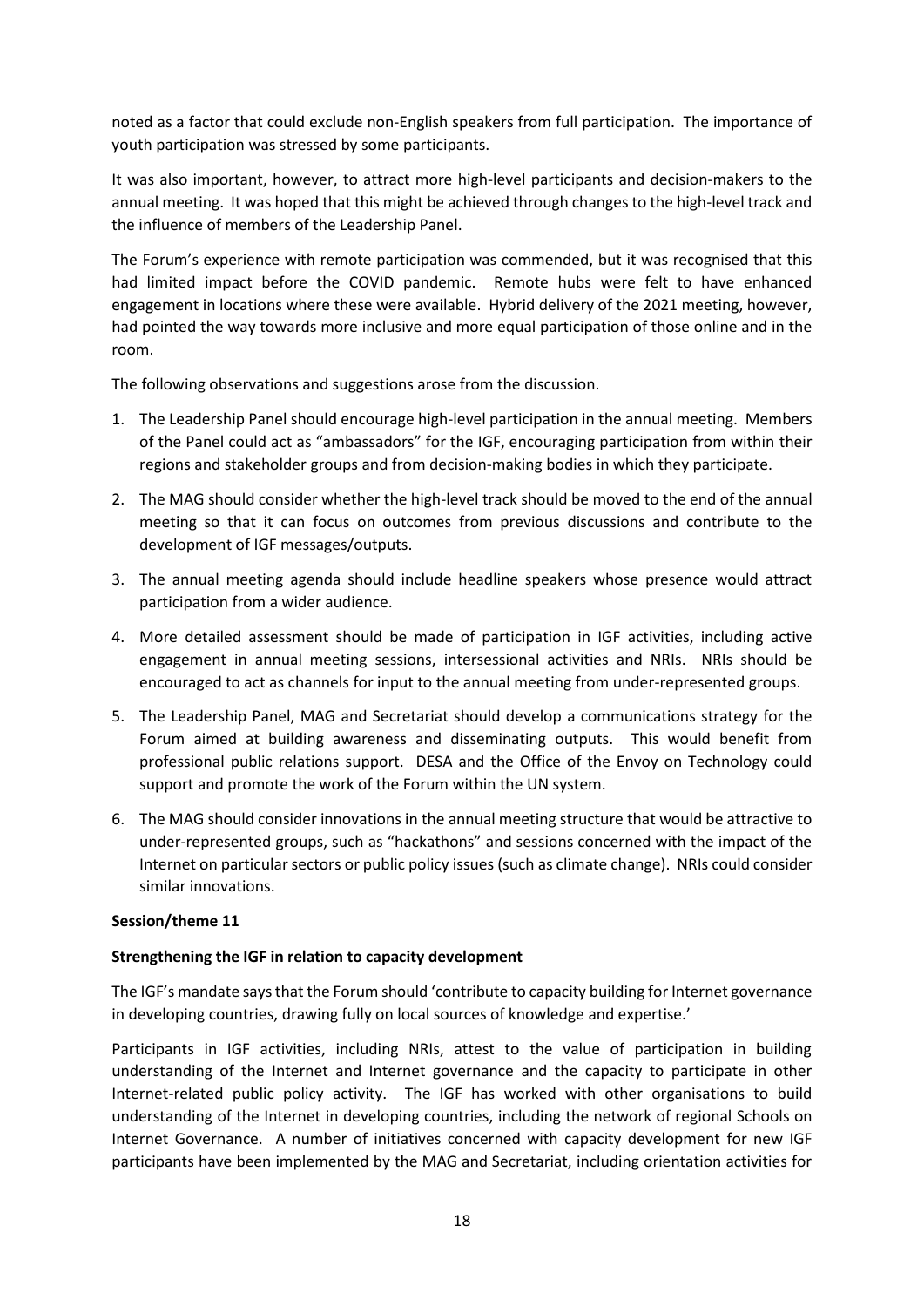noted as a factor that could exclude non-English speakers from full participation. The importance of youth participation was stressed by some participants.

It was also important, however, to attract more high-level participants and decision-makers to the annual meeting. It was hoped that this might be achieved through changes to the high-level track and the influence of members of the Leadership Panel.

The Forum's experience with remote participation was commended, but it was recognised that this had limited impact before the COVID pandemic. Remote hubs were felt to have enhanced engagement in locations where these were available. Hybrid delivery of the 2021 meeting, however, had pointed the way towards more inclusive and more equal participation of those online and in the room.

The following observations and suggestions arose from the discussion.

1. The Leadership Panel should encourage high-level participation in the annual meeting. Members of the Panel could act as "ambassadors" for the IGF, encouraging participation from within their regions and stakeholder groups and from decision-making bodies in which they participate.
2. The MAG should consider whether the high-level track should be moved to the end of the annual meeting so that it can focus on outcomes from previous discussions and contribute to the development of IGF messages/outputs.
3. The annual meeting agenda should include headline speakers whose presence would attract participation from a wider audience.
4. More detailed assessment should be made of participation in IGF activities, including active engagement in annual meeting sessions, intersessional activities and NRIs. NRIs should be encouraged to act as channels for input to the annual meeting from under-represented groups.
5. The Leadership Panel, MAG and Secretariat should develop a communications strategy for the Forum aimed at building awareness and disseminating outputs. This would benefit from professional public relations support. DESA and the Office of the Envoy on Technology could support and promote the work of the Forum within the UN system.
6. The MAG should consider innovations in the annual meeting structure that would be attractive to under-represented groups, such as "hackathons" and sessions concerned with the impact of the Internet on particular sectors or public policy issues (such as climate change). NRIs could consider similar innovations.

**Session/theme 11**

**Strengthening the IGF in relation to capacity development**

The IGF's mandate says that the Forum should 'contribute to capacity building for Internet governance in developing countries, drawing fully on local sources of knowledge and expertise.'

Participants in IGF activities, including NRIs, attest to the value of participation in building understanding of the Internet and Internet governance and the capacity to participate in other Internet-related public policy activity. The IGF has worked with other organisations to build understanding of the Internet in developing countries, including the network of regional Schools on Internet Governance. A number of initiatives concerned with capacity development for new IGF participants have been implemented by the MAG and Secretariat, including orientation activities for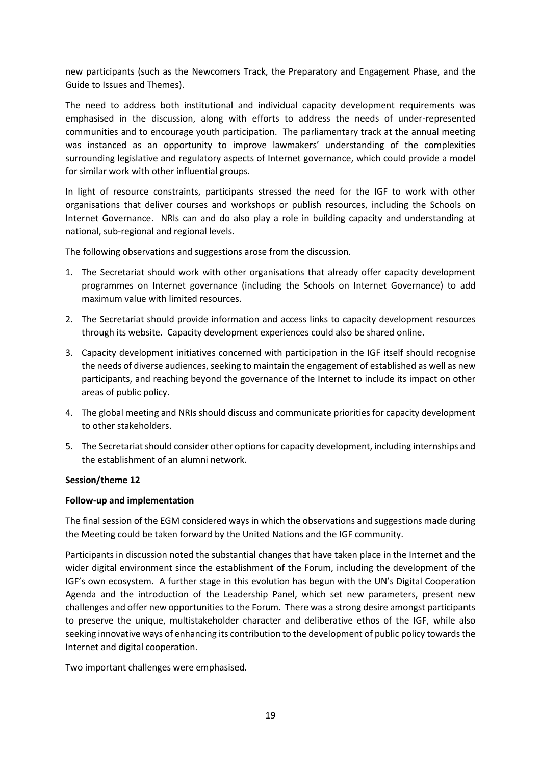new participants (such as the Newcomers Track, the Preparatory and Engagement Phase, and the Guide to Issues and Themes).

The need to address both institutional and individual capacity development requirements was emphasised in the discussion, along with efforts to address the needs of under-represented communities and to encourage youth participation. The parliamentary track at the annual meeting was instanced as an opportunity to improve lawmakers' understanding of the complexities surrounding legislative and regulatory aspects of Internet governance, which could provide a model for similar work with other influential groups.

In light of resource constraints, participants stressed the need for the IGF to work with other organisations that deliver courses and workshops or publish resources, including the Schools on Internet Governance. NRIs can and do also play a role in building capacity and understanding at national, sub-regional and regional levels.

The following observations and suggestions arose from the discussion.

1. The Secretariat should work with other organisations that already offer capacity development programmes on Internet governance (including the Schools on Internet Governance) to add maximum value with limited resources.
2. The Secretariat should provide information and access links to capacity development resources through its website. Capacity development experiences could also be shared online.
3. Capacity development initiatives concerned with participation in the IGF itself should recognise the needs of diverse audiences, seeking to maintain the engagement of established as well as new participants, and reaching beyond the governance of the Internet to include its impact on other areas of public policy.
4. The global meeting and NRIs should discuss and communicate priorities for capacity development to other stakeholders.
5. The Secretariat should consider other options for capacity development, including internships and the establishment of an alumni network.

**Session/theme 12**

**Follow-up and implementation**

The final session of the EGM considered ways in which the observations and suggestions made during the Meeting could be taken forward by the United Nations and the IGF community.

Participants in discussion noted the substantial changes that have taken place in the Internet and the wider digital environment since the establishment of the Forum, including the development of the IGF's own ecosystem. A further stage in this evolution has begun with the UN's Digital Cooperation Agenda and the introduction of the Leadership Panel, which set new parameters, present new challenges and offer new opportunities to the Forum. There was a strong desire amongst participants to preserve the unique, multistakeholder character and deliberative ethos of the IGF, while also seeking innovative ways of enhancing its contribution to the development of public policy towards the Internet and digital cooperation.

Two important challenges were emphasised.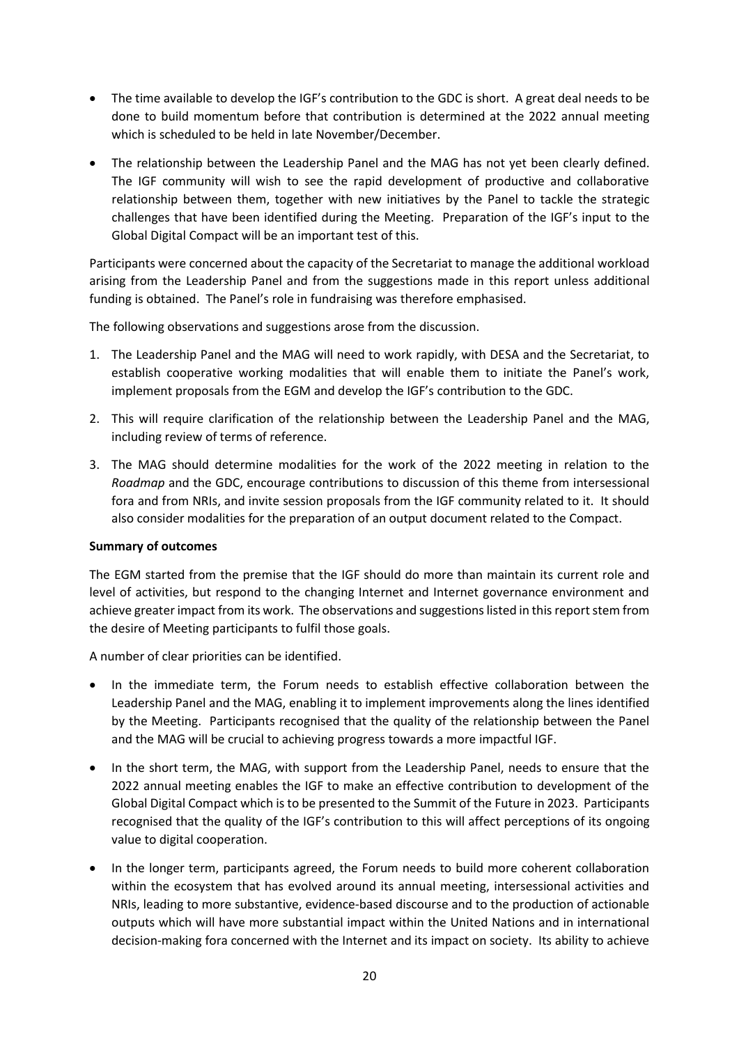- The time available to develop the IGF's contribution to the GDC is short. A great deal needs to be done to build momentum before that contribution is determined at the 2022 annual meeting which is scheduled to be held in late November/December.
- The relationship between the Leadership Panel and the MAG has not yet been clearly defined. The IGF community will wish to see the rapid development of productive and collaborative relationship between them, together with new initiatives by the Panel to tackle the strategic challenges that have been identified during the Meeting. Preparation of the IGF's input to the Global Digital Compact will be an important test of this.

Participants were concerned about the capacity of the Secretariat to manage the additional workload arising from the Leadership Panel and from the suggestions made in this report unless additional funding is obtained. The Panel's role in fundraising was therefore emphasised.

The following observations and suggestions arose from the discussion.

1. The Leadership Panel and the MAG will need to work rapidly, with DESA and the Secretariat, to establish cooperative working modalities that will enable them to initiate the Panel's work, implement proposals from the EGM and develop the IGF's contribution to the GDC.
2. This will require clarification of the relationship between the Leadership Panel and the MAG, including review of terms of reference.
3. The MAG should determine modalities for the work of the 2022 meeting in relation to the *Roadmap* and the GDC, encourage contributions to discussion of this theme from intersessional fora and from NRIs, and invite session proposals from the IGF community related to it. It should also consider modalities for the preparation of an output document related to the Compact.

**Summary of outcomes**

The EGM started from the premise that the IGF should do more than maintain its current role and level of activities, but respond to the changing Internet and Internet governance environment and achieve greater impact from its work. The observations and suggestions listed in this report stem from the desire of Meeting participants to fulfil those goals.

A number of clear priorities can be identified.

- In the immediate term, the Forum needs to establish effective collaboration between the Leadership Panel and the MAG, enabling it to implement improvements along the lines identified by the Meeting. Participants recognised that the quality of the relationship between the Panel and the MAG will be crucial to achieving progress towards a more impactful IGF.
- In the short term, the MAG, with support from the Leadership Panel, needs to ensure that the 2022 annual meeting enables the IGF to make an effective contribution to development of the Global Digital Compact which is to be presented to the Summit of the Future in 2023. Participants recognised that the quality of the IGF's contribution to this will affect perceptions of its ongoing value to digital cooperation.
- In the longer term, participants agreed, the Forum needs to build more coherent collaboration within the ecosystem that has evolved around its annual meeting, intersessional activities and NRIs, leading to more substantive, evidence-based discourse and to the production of actionable outputs which will have more substantial impact within the United Nations and in international decision-making fora concerned with the Internet and its impact on society. Its ability to achieve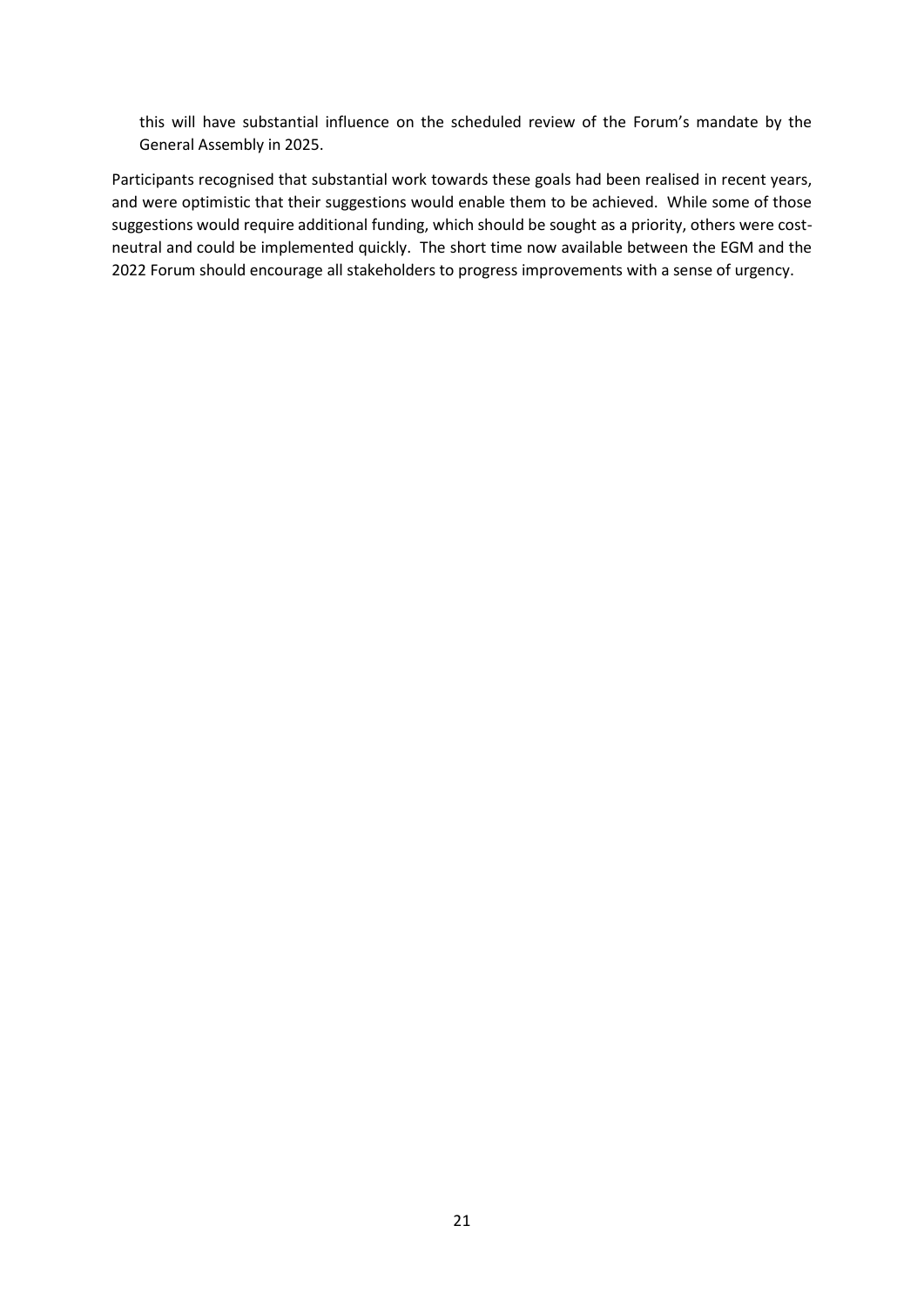this will have substantial influence on the scheduled review of the Forum's mandate by the General Assembly in 2025.

Participants recognised that substantial work towards these goals had been realised in recent years, and were optimistic that their suggestions would enable them to be achieved. While some of those suggestions would require additional funding, which should be sought as a priority, others were cost-neutral and could be implemented quickly. The short time now available between the EGM and the 2022 Forum should encourage all stakeholders to progress improvements with a sense of urgency.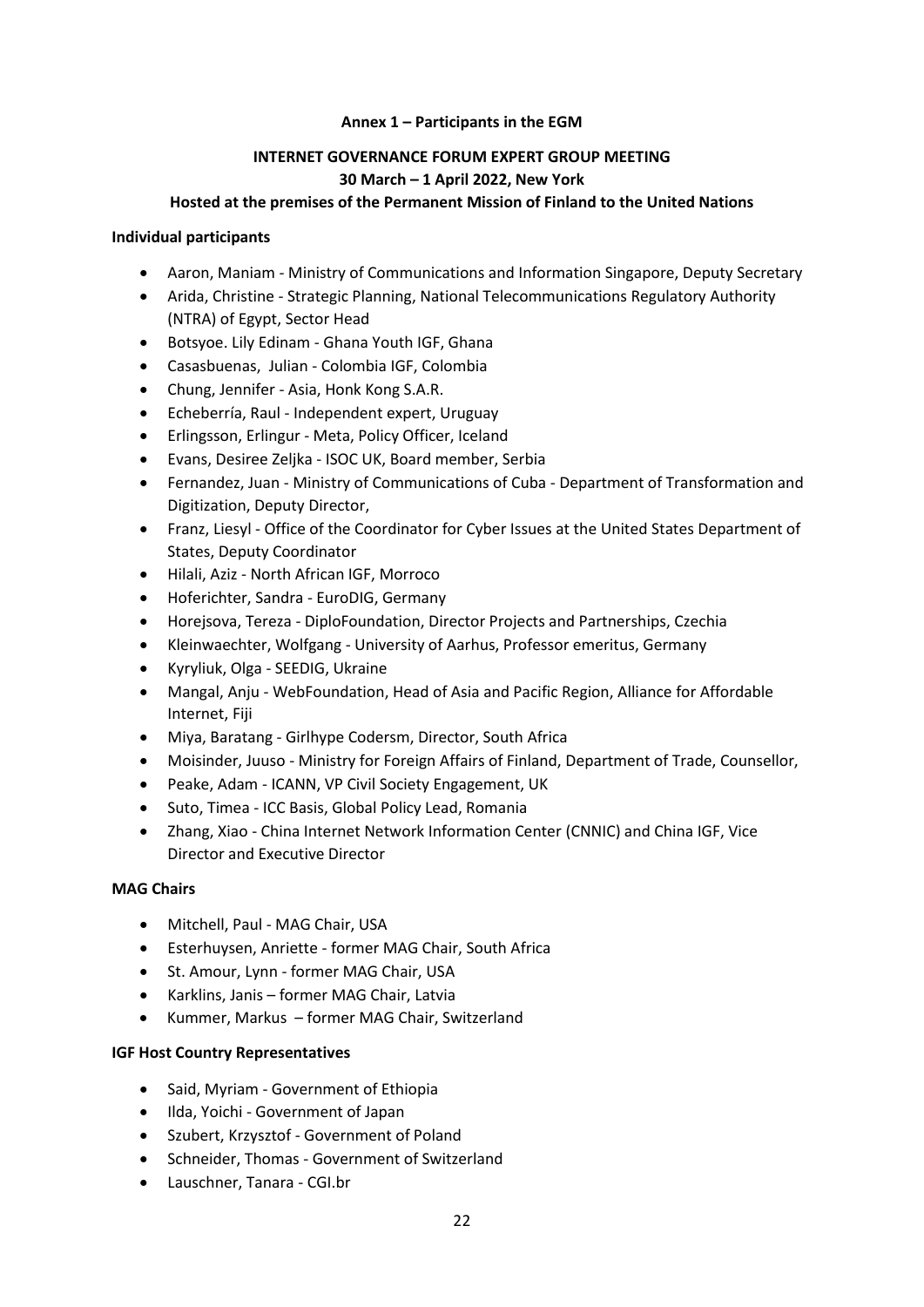**Annex 1 – Participants in the EGM**

**INTERNET GOVERNANCE FORUM EXPERT GROUP MEETING**
**30 March – 1 April 2022, New York**
**Hosted at the premises of the Permanent Mission of Finland to the United Nations**

**Individual participants**

- Aaron, Maniam - Ministry of Communications and Information Singapore, Deputy Secretary
- Arida, Christine - Strategic Planning, National Telecommunications Regulatory Authority (NTRA) of Egypt, Sector Head
- Botsyoe. Lily Edinam - Ghana Youth IGF, Ghana
- Casasbuenas, Julian - Colombia IGF, Colombia
- Chung, Jennifer - Asia, Honk Kong S.A.R.
- Echeberría, Raul - Independent expert, Uruguay
- Erlingsson, Erlingur - Meta, Policy Officer, Iceland
- Evans, Desiree Zeljka - ISOC UK, Board member, Serbia
- Fernandez, Juan - Ministry of Communications of Cuba - Department of Transformation and Digitization, Deputy Director,
- Franz, Liesyl - Office of the Coordinator for Cyber Issues at the United States Department of States, Deputy Coordinator
- Hilali, Aziz - North African IGF, Morroco
- Hoferichter, Sandra - EuroDIG, Germany
- Horejsova, Tereza - DiploFoundation, Director Projects and Partnerships, Czechia
- Kleinwaechter, Wolfgang - University of Aarhus, Professor emeritus, Germany
- Kyryliuk, Olga - SEEDIG, Ukraine
- Mangal, Anju - WebFoundation, Head of Asia and Pacific Region, Alliance for Affordable Internet, Fiji
- Miya, Baratang - Girlhype Codersm, Director, South Africa
- Moisinder, Juuso - Ministry for Foreign Affairs of Finland, Department of Trade, Counsellor,
- Peake, Adam - ICANN, VP Civil Society Engagement, UK
- Suto, Timea - ICC Basis, Global Policy Lead, Romania
- Zhang, Xiao - China Internet Network Information Center (CNNIC) and China IGF, Vice Director and Executive Director

**MAG Chairs**

- Mitchell, Paul - MAG Chair, USA
- Esterhuysen, Anriette - former MAG Chair, South Africa
- St. Amour, Lynn - former MAG Chair, USA
- Karklins, Janis – former MAG Chair, Latvia
- Kummer, Markus – former MAG Chair, Switzerland

**IGF Host Country Representatives**

- Said, Myriam - Government of Ethiopia
- Ilda, Yoichi - Government of Japan
- Szubert, Krzysztof - Government of Poland
- Schneider, Thomas - Government of Switzerland
- Lauschner, Tanara - CGI.br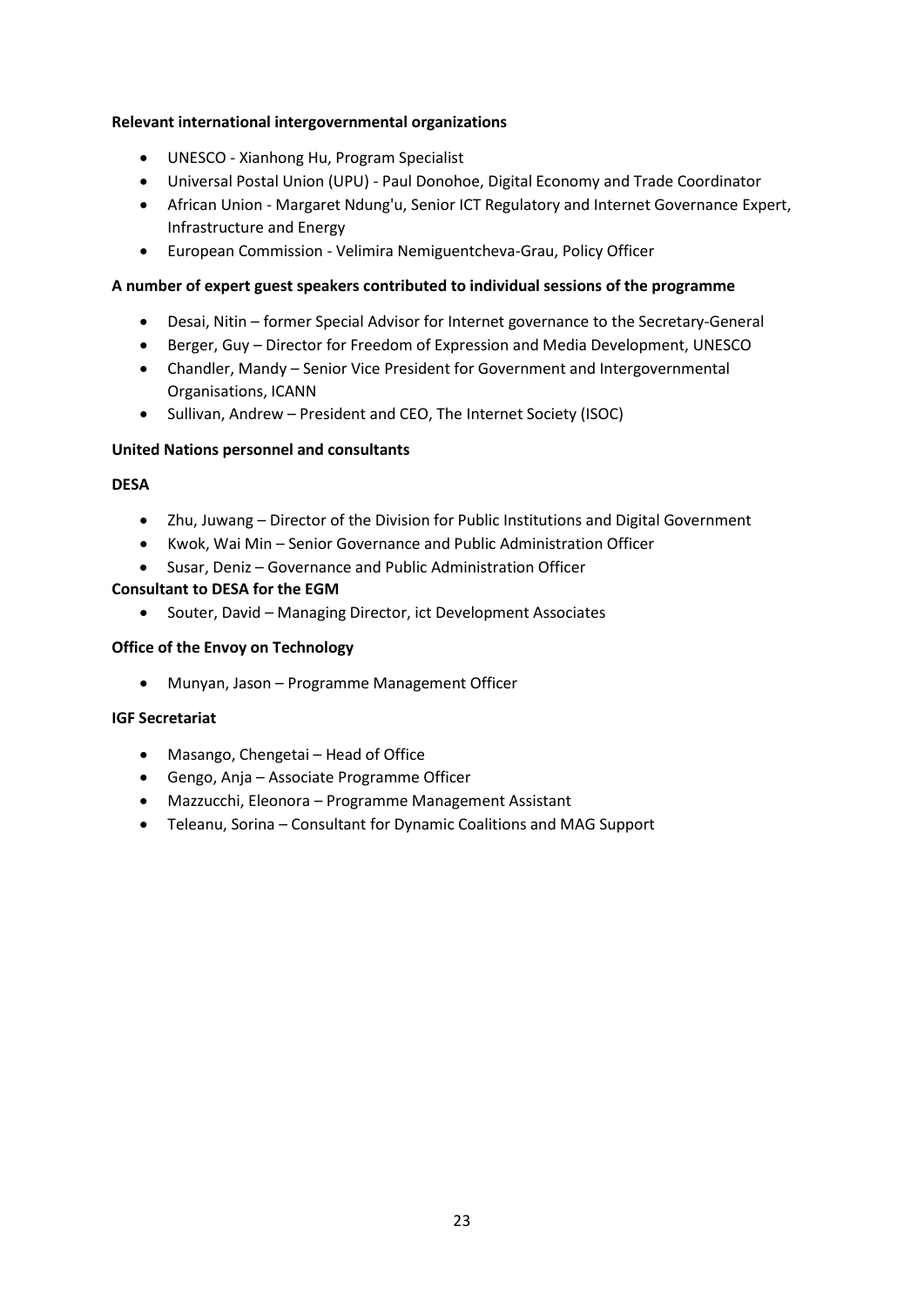**Relevant international intergovernmental organizations**

- UNESCO - Xianhong Hu, Program Specialist
- Universal Postal Union (UPU) - Paul Donohoe, Digital Economy and Trade Coordinator
- African Union - Margaret Ndung'u, Senior ICT Regulatory and Internet Governance Expert, Infrastructure and Energy
- European Commission - Velimira Nemiguentcheva-Grau, Policy Officer

**A number of expert guest speakers contributed to individual sessions of the programme**

- Desai, Nitin – former Special Advisor for Internet governance to the Secretary-General
- Berger, Guy – Director for Freedom of Expression and Media Development, UNESCO
- Chandler, Mandy – Senior Vice President for Government and Intergovernmental Organisations, ICANN
- Sullivan, Andrew – President and CEO, The Internet Society (ISOC)

**United Nations personnel and consultants**

**DESA**

- Zhu, Juwang – Director of the Division for Public Institutions and Digital Government
- Kwok, Wai Min – Senior Governance and Public Administration Officer
- Susar, Deniz – Governance and Public Administration Officer

**Consultant to DESA for the EGM**

- Souter, David – Managing Director, ict Development Associates

**Office of the Envoy on Technology**

- Munyan, Jason – Programme Management Officer

**IGF Secretariat**

- Masango, Chengetai – Head of Office
- Gengo, Anja – Associate Programme Officer
- Mazzucchi, Eleonora – Programme Management Assistant
- Teleanu, Sorina – Consultant for Dynamic Coalitions and MAG Support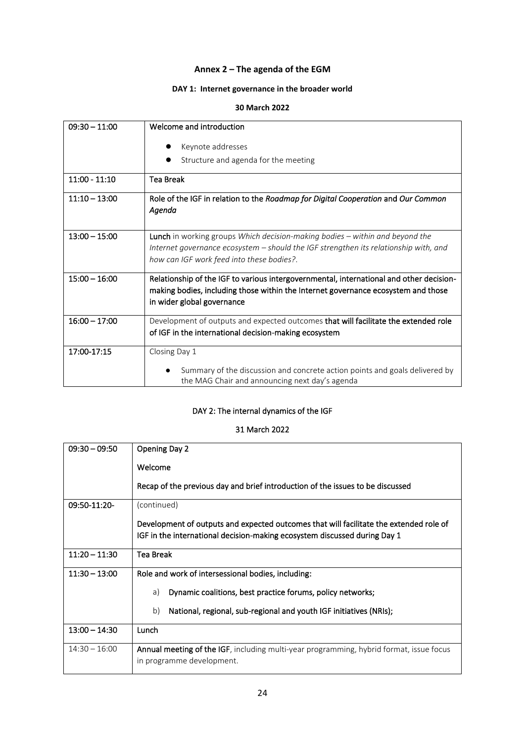## Annex 2 – The agenda of the EGM

### DAY 1: Internet governance in the broader world

**30 March 2022**

| | |
|---|---|
| 09:30 – 11:00 | Welcome and introduction<br>● Keynote addresses<br>● Structure and agenda for the meeting |
| 11:00 - 11:10 | Tea Break |
| 11:10 – 13:00 | Role of the IGF in relation to the *Roadmap for Digital Cooperation* and *Our Common Agenda* |
| 13:00 – 15:00 | **Lunch** in working groups *Which decision-making bodies – within and beyond the Internet governance ecosystem – should the IGF strengthen its relationship with, and how can IGF work feed into these bodies?.* |
| 15:00 – 16:00 | Relationship of the IGF to various intergovernmental, international and other decision-making bodies, including those within the Internet governance ecosystem and those in wider global governance |
| 16:00 – 17:00 | Development of outputs and expected outcomes **that will facilitate the extended role of IGF in the international decision-making ecosystem** |
| 17:00-17:15 | Closing Day 1<br>● Summary of the discussion and concrete action points and goals delivered by the MAG Chair and announcing next day's agenda |

### DAY 2: The internal dynamics of the IGF

**31 March 2022**

| | |
|---|---|
| 09:30 – 09:50 | Opening Day 2<br>Welcome<br>Recap of the previous day and brief introduction of the issues to be discussed |
| 09:50-11:20- | (continued)<br>Development of outputs and expected outcomes that will facilitate the extended role of IGF in the international decision-making ecosystem discussed during Day 1 |
| 11:20 – 11:30 | Tea Break |
| 11:30 – 13:00 | Role and work of intersessional bodies, including:<br>a) Dynamic coalitions, best practice forums, policy networks;<br>b) National, regional, sub-regional and youth IGF initiatives (NRIs); |
| 13:00 – 14:30 | Lunch |
| 14:30 – 16:00 | **Annual meeting of the IGF**, including multi-year programming, hybrid format, issue focus in programme development. |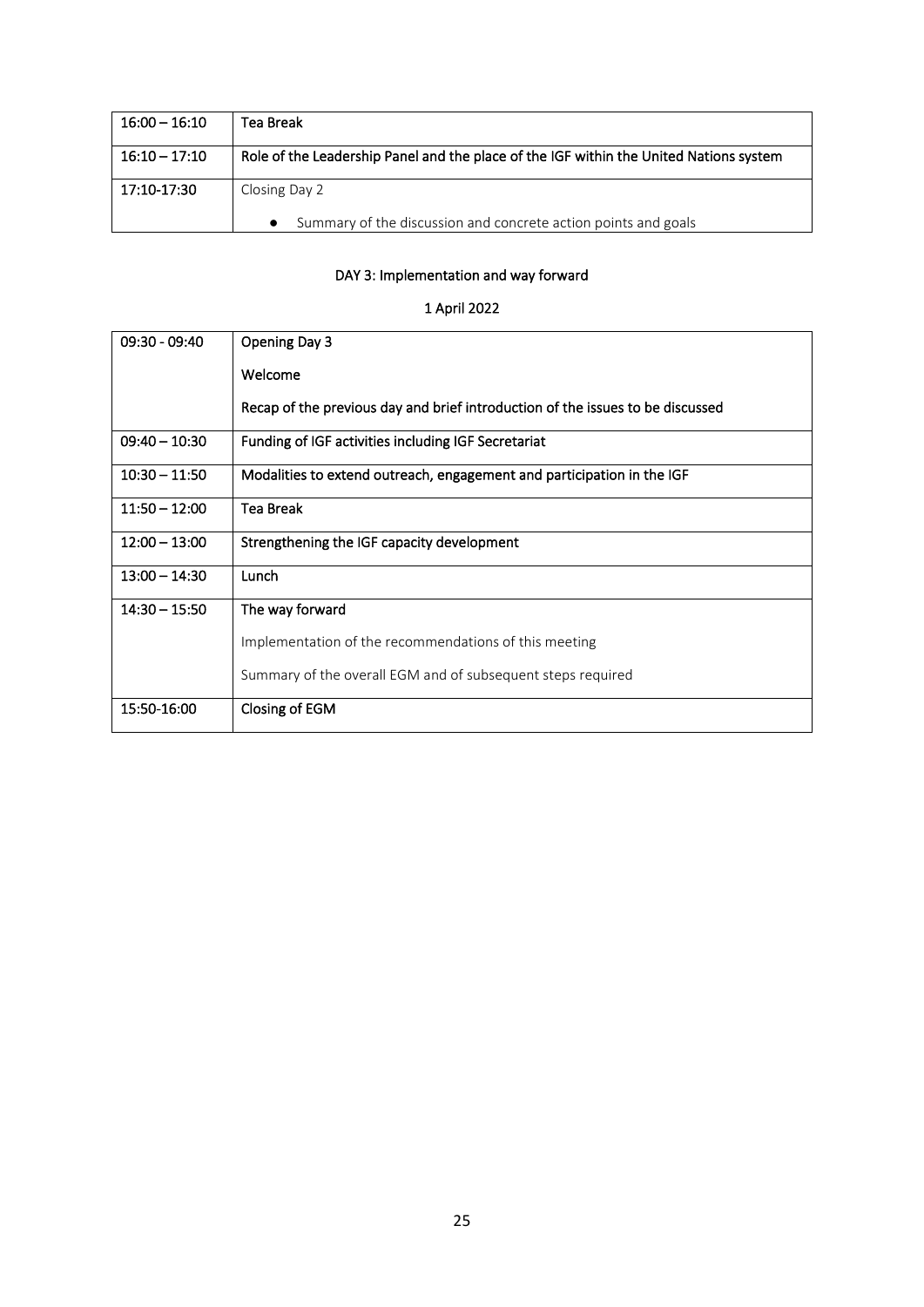| 16:00 – 16:10 | **Tea Break** |
|---|---|
| 16:10 – 17:10 | **Role of the Leadership Panel and the place of the IGF within the United Nations system** |
| 17:10-17:30 | Closing Day 2<br>● Summary of the discussion and concrete action points and goals |

**DAY 3: Implementation and way forward**

**1 April 2022**

| 09:30 - 09:40 | **Opening Day 3**<br>**Welcome**<br>**Recap of the previous day and brief introduction of the issues to be discussed** |
|---|---|
| 09:40 – 10:30 | **Funding of IGF activities including IGF Secretariat** |
| 10:30 – 11:50 | **Modalities to extend outreach, engagement and participation in the IGF** |
| 11:50 – 12:00 | **Tea Break** |
| 12:00 – 13:00 | **Strengthening the IGF capacity development** |
| 13:00 – 14:30 | **Lunch** |
| 14:30 – 15:50 | **The way forward**<br>Implementation of the recommendations of this meeting<br>Summary of the overall EGM and of subsequent steps required |
| 15:50-16:00 | **Closing of EGM** |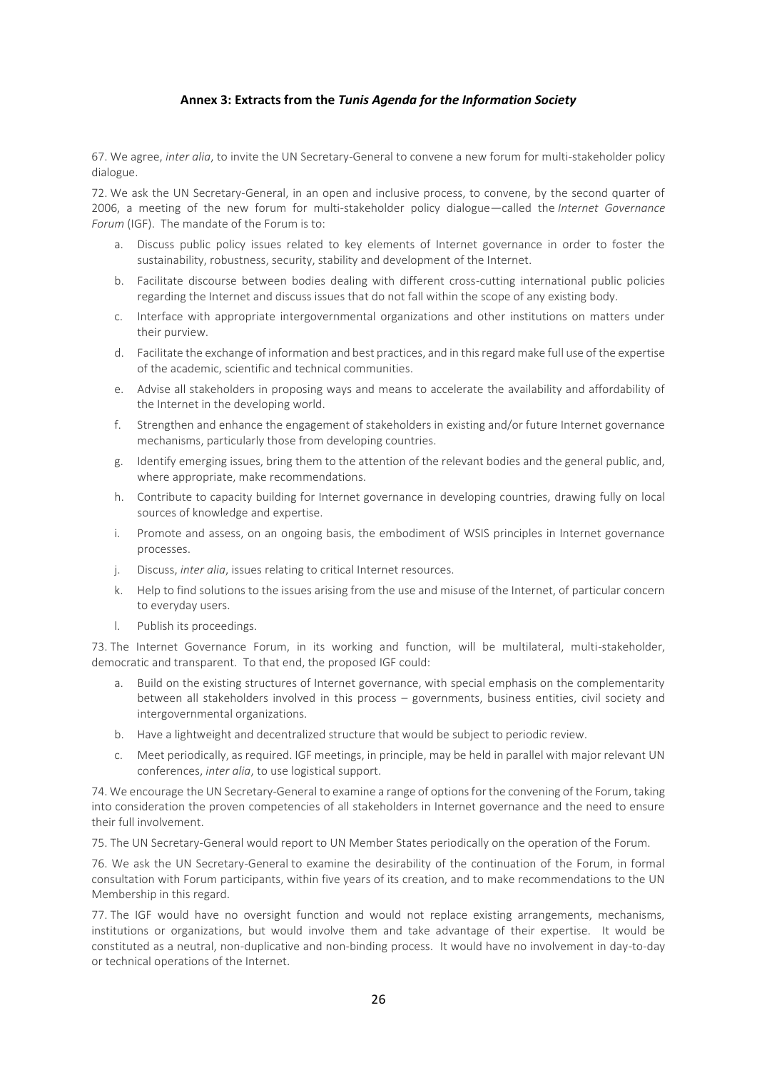## Annex 3: Extracts from the *Tunis Agenda for the Information Society*

67. We agree, *inter alia*, to invite the UN Secretary-General to convene a new forum for multi-stakeholder policy dialogue.

72. We ask the UN Secretary-General, in an open and inclusive process, to convene, by the second quarter of 2006, a meeting of the new forum for multi-stakeholder policy dialogue—called the *Internet Governance Forum* (IGF). The mandate of the Forum is to:

a. Discuss public policy issues related to key elements of Internet governance in order to foster the sustainability, robustness, security, stability and development of the Internet.

b. Facilitate discourse between bodies dealing with different cross-cutting international public policies regarding the Internet and discuss issues that do not fall within the scope of any existing body.

c. Interface with appropriate intergovernmental organizations and other institutions on matters under their purview.

d. Facilitate the exchange of information and best practices, and in this regard make full use of the expertise of the academic, scientific and technical communities.

e. Advise all stakeholders in proposing ways and means to accelerate the availability and affordability of the Internet in the developing world.

f. Strengthen and enhance the engagement of stakeholders in existing and/or future Internet governance mechanisms, particularly those from developing countries.

g. Identify emerging issues, bring them to the attention of the relevant bodies and the general public, and, where appropriate, make recommendations.

h. Contribute to capacity building for Internet governance in developing countries, drawing fully on local sources of knowledge and expertise.

i. Promote and assess, on an ongoing basis, the embodiment of WSIS principles in Internet governance processes.

j. Discuss, *inter alia*, issues relating to critical Internet resources.

k. Help to find solutions to the issues arising from the use and misuse of the Internet, of particular concern to everyday users.

l. Publish its proceedings.

73. The Internet Governance Forum, in its working and function, will be multilateral, multi-stakeholder, democratic and transparent. To that end, the proposed IGF could:

a. Build on the existing structures of Internet governance, with special emphasis on the complementarity between all stakeholders involved in this process – governments, business entities, civil society and intergovernmental organizations.

b. Have a lightweight and decentralized structure that would be subject to periodic review.

c. Meet periodically, as required. IGF meetings, in principle, may be held in parallel with major relevant UN conferences, *inter alia*, to use logistical support.

74. We encourage the UN Secretary-General to examine a range of options for the convening of the Forum, taking into consideration the proven competencies of all stakeholders in Internet governance and the need to ensure their full involvement.

75. The UN Secretary-General would report to UN Member States periodically on the operation of the Forum.

76. We ask the UN Secretary-General to examine the desirability of the continuation of the Forum, in formal consultation with Forum participants, within five years of its creation, and to make recommendations to the UN Membership in this regard.

77. The IGF would have no oversight function and would not replace existing arrangements, mechanisms, institutions or organizations, but would involve them and take advantage of their expertise. It would be constituted as a neutral, non-duplicative and non-binding process. It would have no involvement in day-to-day or technical operations of the Internet.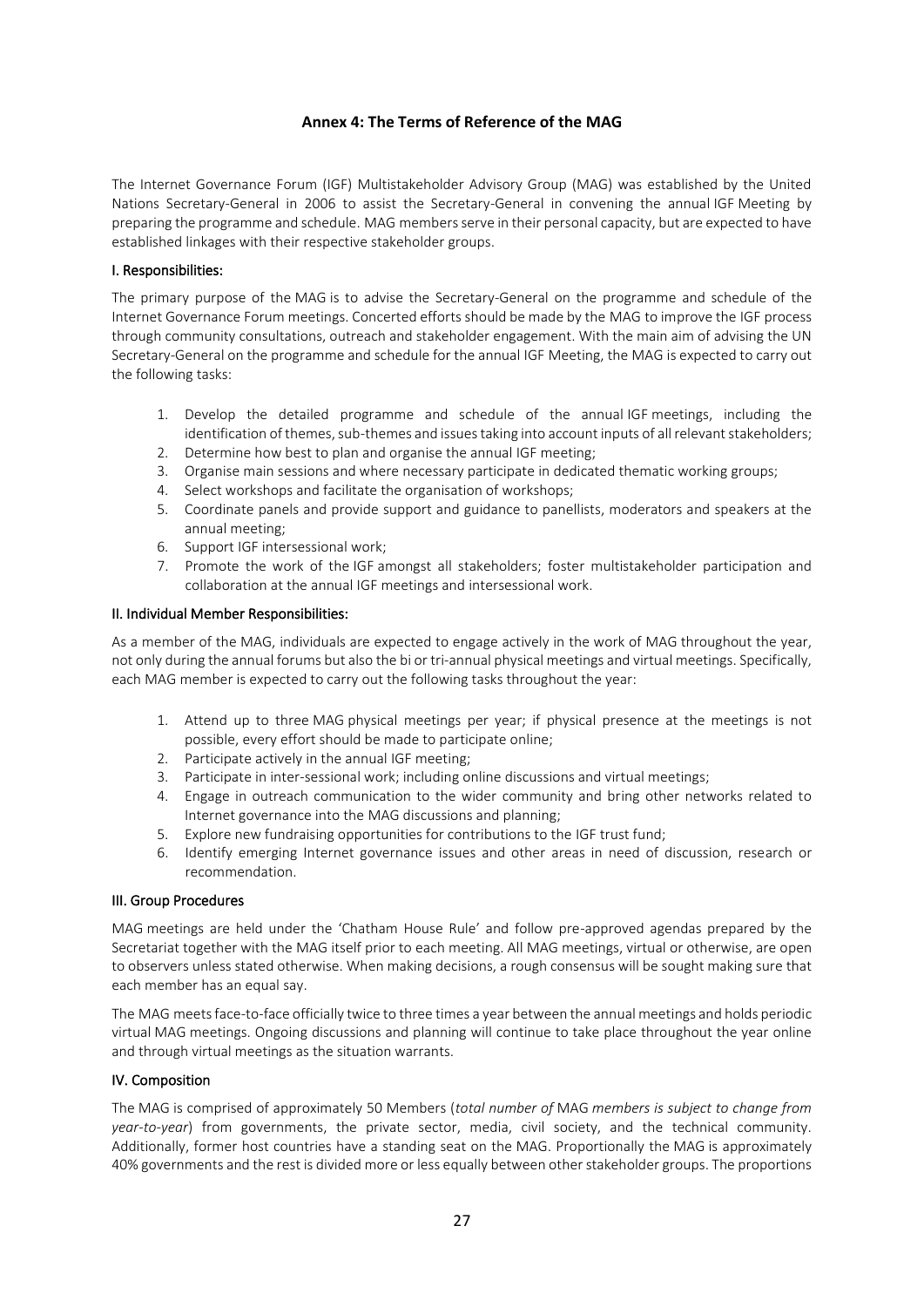## Annex 4: The Terms of Reference of the MAG

The Internet Governance Forum (IGF) Multistakeholder Advisory Group (MAG) was established by the United Nations Secretary-General in 2006 to assist the Secretary-General in convening the annual IGF Meeting by preparing the programme and schedule. MAG members serve in their personal capacity, but are expected to have established linkages with their respective stakeholder groups.

### I. Responsibilities:

The primary purpose of the MAG is to advise the Secretary-General on the programme and schedule of the Internet Governance Forum meetings. Concerted efforts should be made by the MAG to improve the IGF process through community consultations, outreach and stakeholder engagement. With the main aim of advising the UN Secretary-General on the programme and schedule for the annual IGF Meeting, the MAG is expected to carry out the following tasks:

1. Develop the detailed programme and schedule of the annual IGF meetings, including the identification of themes, sub-themes and issues taking into account inputs of all relevant stakeholders;
2. Determine how best to plan and organise the annual IGF meeting;
3. Organise main sessions and where necessary participate in dedicated thematic working groups;
4. Select workshops and facilitate the organisation of workshops;
5. Coordinate panels and provide support and guidance to panellists, moderators and speakers at the annual meeting;
6. Support IGF intersessional work;
7. Promote the work of the IGF amongst all stakeholders; foster multistakeholder participation and collaboration at the annual IGF meetings and intersessional work.

### II. Individual Member Responsibilities:

As a member of the MAG, individuals are expected to engage actively in the work of MAG throughout the year, not only during the annual forums but also the bi or tri-annual physical meetings and virtual meetings. Specifically, each MAG member is expected to carry out the following tasks throughout the year:

1. Attend up to three MAG physical meetings per year; if physical presence at the meetings is not possible, every effort should be made to participate online;
2. Participate actively in the annual IGF meeting;
3. Participate in inter-sessional work; including online discussions and virtual meetings;
4. Engage in outreach communication to the wider community and bring other networks related to Internet governance into the MAG discussions and planning;
5. Explore new fundraising opportunities for contributions to the IGF trust fund;
6. Identify emerging Internet governance issues and other areas in need of discussion, research or recommendation.

### III. Group Procedures

MAG meetings are held under the 'Chatham House Rule' and follow pre-approved agendas prepared by the Secretariat together with the MAG itself prior to each meeting. All MAG meetings, virtual or otherwise, are open to observers unless stated otherwise. When making decisions, a rough consensus will be sought making sure that each member has an equal say.

The MAG meets face-to-face officially twice to three times a year between the annual meetings and holds periodic virtual MAG meetings. Ongoing discussions and planning will continue to take place throughout the year online and through virtual meetings as the situation warrants.

### IV. Composition

The MAG is comprised of approximately 50 Members (*total number of MAG members is subject to change from year-to-year*) from governments, the private sector, media, civil society, and the technical community. Additionally, former host countries have a standing seat on the MAG. Proportionally the MAG is approximately 40% governments and the rest is divided more or less equally between other stakeholder groups. The proportions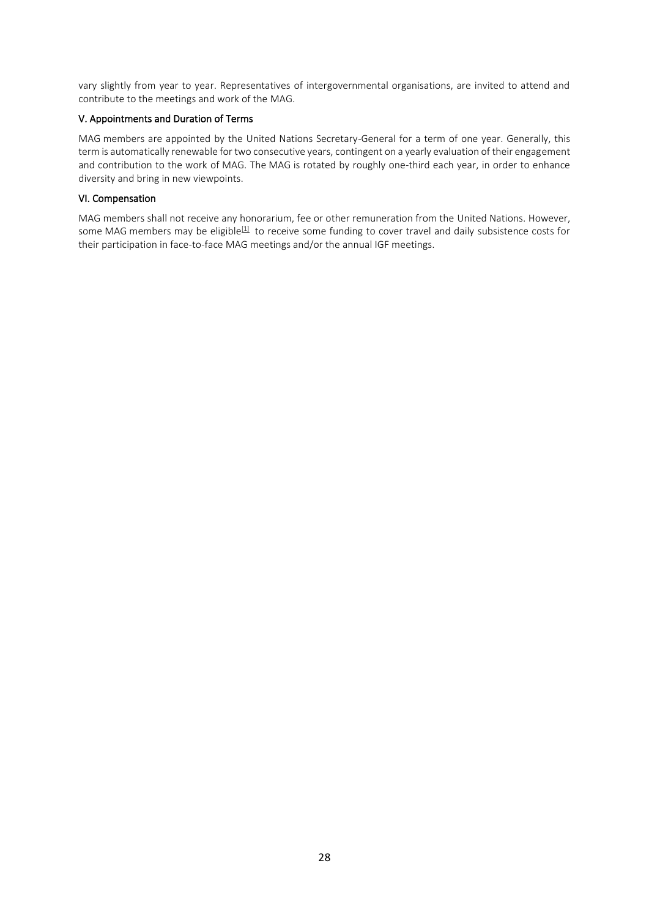vary slightly from year to year. Representatives of intergovernmental organisations, are invited to attend and contribute to the meetings and work of the MAG.

### V. Appointments and Duration of Terms

MAG members are appointed by the United Nations Secretary-General for a term of one year. Generally, this term is automatically renewable for two consecutive years, contingent on a yearly evaluation of their engagement and contribution to the work of MAG. The MAG is rotated by roughly one-third each year, in order to enhance diversity and bring in new viewpoints.

### VI. Compensation

MAG members shall not receive any honorarium, fee or other remuneration from the United Nations. However, some MAG members may be eligible[1] to receive some funding to cover travel and daily subsistence costs for their participation in face-to-face MAG meetings and/or the annual IGF meetings.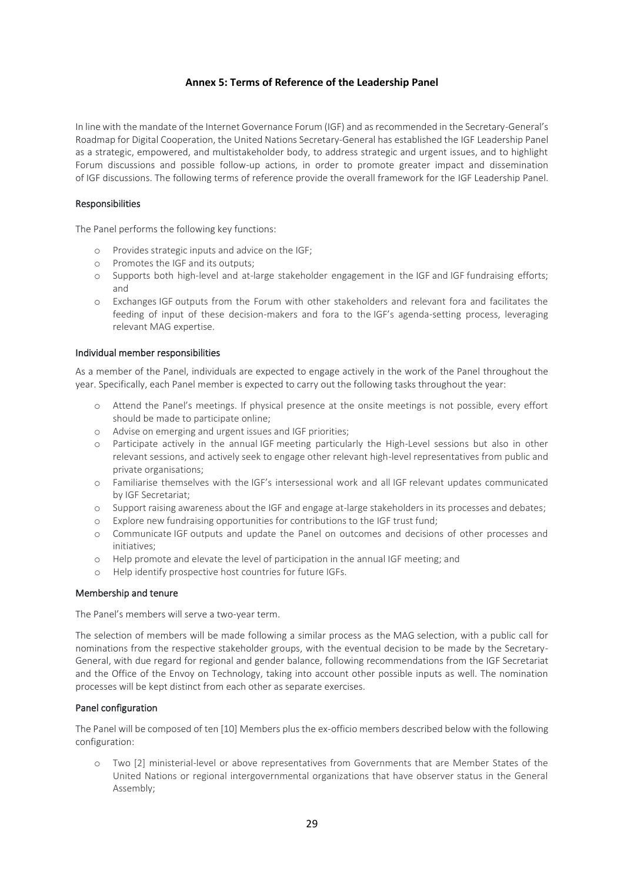## Annex 5: Terms of Reference of the Leadership Panel

In line with the mandate of the Internet Governance Forum (IGF) and as recommended in the Secretary-General's Roadmap for Digital Cooperation, the United Nations Secretary-General has established the IGF Leadership Panel as a strategic, empowered, and multistakeholder body, to address strategic and urgent issues, and to highlight Forum discussions and possible follow-up actions, in order to promote greater impact and dissemination of IGF discussions. The following terms of reference provide the overall framework for the IGF Leadership Panel.

### Responsibilities

The Panel performs the following key functions:

- Provides strategic inputs and advice on the IGF;
- Promotes the IGF and its outputs;
- Supports both high-level and at-large stakeholder engagement in the IGF and IGF fundraising efforts; and
- Exchanges IGF outputs from the Forum with other stakeholders and relevant fora and facilitates the feeding of input of these decision-makers and fora to the IGF's agenda-setting process, leveraging relevant MAG expertise.

### Individual member responsibilities

As a member of the Panel, individuals are expected to engage actively in the work of the Panel throughout the year. Specifically, each Panel member is expected to carry out the following tasks throughout the year:

- Attend the Panel's meetings. If physical presence at the onsite meetings is not possible, every effort should be made to participate online;
- Advise on emerging and urgent issues and IGF priorities;
- Participate actively in the annual IGF meeting particularly the High-Level sessions but also in other relevant sessions, and actively seek to engage other relevant high-level representatives from public and private organisations;
- Familiarise themselves with the IGF's intersessional work and all IGF relevant updates communicated by IGF Secretariat;
- Support raising awareness about the IGF and engage at-large stakeholders in its processes and debates;
- Explore new fundraising opportunities for contributions to the IGF trust fund;
- Communicate IGF outputs and update the Panel on outcomes and decisions of other processes and initiatives;
- Help promote and elevate the level of participation in the annual IGF meeting; and
- Help identify prospective host countries for future IGFs.

### Membership and tenure

The Panel's members will serve a two-year term.

The selection of members will be made following a similar process as the MAG selection, with a public call for nominations from the respective stakeholder groups, with the eventual decision to be made by the Secretary-General, with due regard for regional and gender balance, following recommendations from the IGF Secretariat and the Office of the Envoy on Technology, taking into account other possible inputs as well. The nomination processes will be kept distinct from each other as separate exercises.

### Panel configuration

The Panel will be composed of ten [10] Members plus the ex-officio members described below with the following configuration:

- Two [2] ministerial-level or above representatives from Governments that are Member States of the United Nations or regional intergovernmental organizations that have observer status in the General Assembly;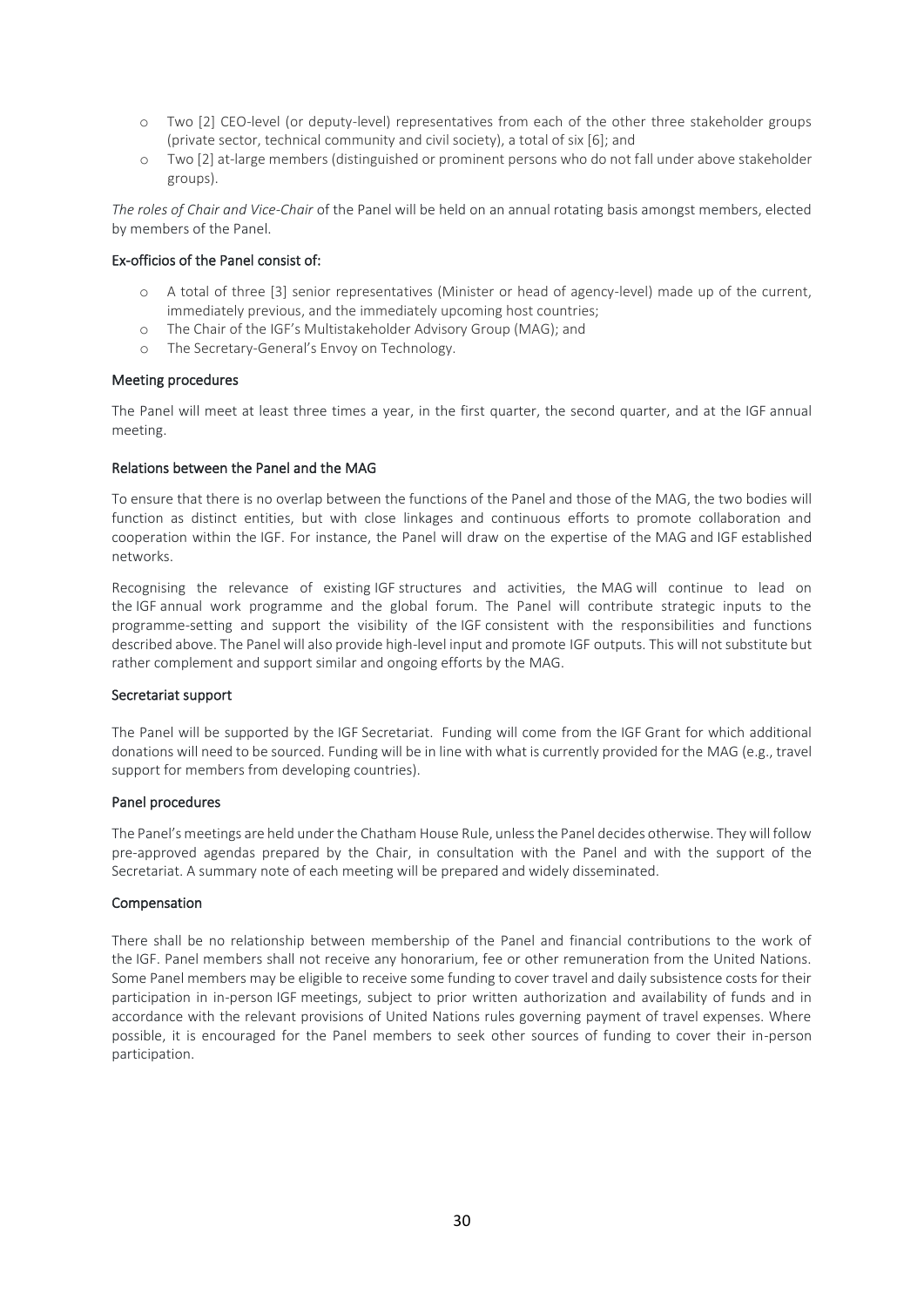- Two [2] CEO-level (or deputy-level) representatives from each of the other three stakeholder groups (private sector, technical community and civil society), a total of six [6]; and
- Two [2] at-large members (distinguished or prominent persons who do not fall under above stakeholder groups).

*The roles of Chair and Vice-Chair* of the Panel will be held on an annual rotating basis amongst members, elected by members of the Panel.

#### Ex-officios of the Panel consist of:

- A total of three [3] senior representatives (Minister or head of agency-level) made up of the current, immediately previous, and the immediately upcoming host countries;
- The Chair of the IGF's Multistakeholder Advisory Group (MAG); and
- The Secretary-General's Envoy on Technology.

#### Meeting procedures

The Panel will meet at least three times a year, in the first quarter, the second quarter, and at the IGF annual meeting.

#### Relations between the Panel and the MAG

To ensure that there is no overlap between the functions of the Panel and those of the MAG, the two bodies will function as distinct entities, but with close linkages and continuous efforts to promote collaboration and cooperation within the IGF. For instance, the Panel will draw on the expertise of the MAG and IGF established networks.

Recognising the relevance of existing IGF structures and activities, the MAG will continue to lead on the IGF annual work programme and the global forum. The Panel will contribute strategic inputs to the programme-setting and support the visibility of the IGF consistent with the responsibilities and functions described above. The Panel will also provide high-level input and promote IGF outputs. This will not substitute but rather complement and support similar and ongoing efforts by the MAG.

#### Secretariat support

The Panel will be supported by the IGF Secretariat. Funding will come from the IGF Grant for which additional donations will need to be sourced. Funding will be in line with what is currently provided for the MAG (e.g., travel support for members from developing countries).

#### Panel procedures

The Panel's meetings are held under the Chatham House Rule, unless the Panel decides otherwise. They will follow pre-approved agendas prepared by the Chair, in consultation with the Panel and with the support of the Secretariat. A summary note of each meeting will be prepared and widely disseminated.

#### Compensation

There shall be no relationship between membership of the Panel and financial contributions to the work of the IGF. Panel members shall not receive any honorarium, fee or other remuneration from the United Nations. Some Panel members may be eligible to receive some funding to cover travel and daily subsistence costs for their participation in in-person IGF meetings, subject to prior written authorization and availability of funds and in accordance with the relevant provisions of United Nations rules governing payment of travel expenses. Where possible, it is encouraged for the Panel members to seek other sources of funding to cover their in-person participation.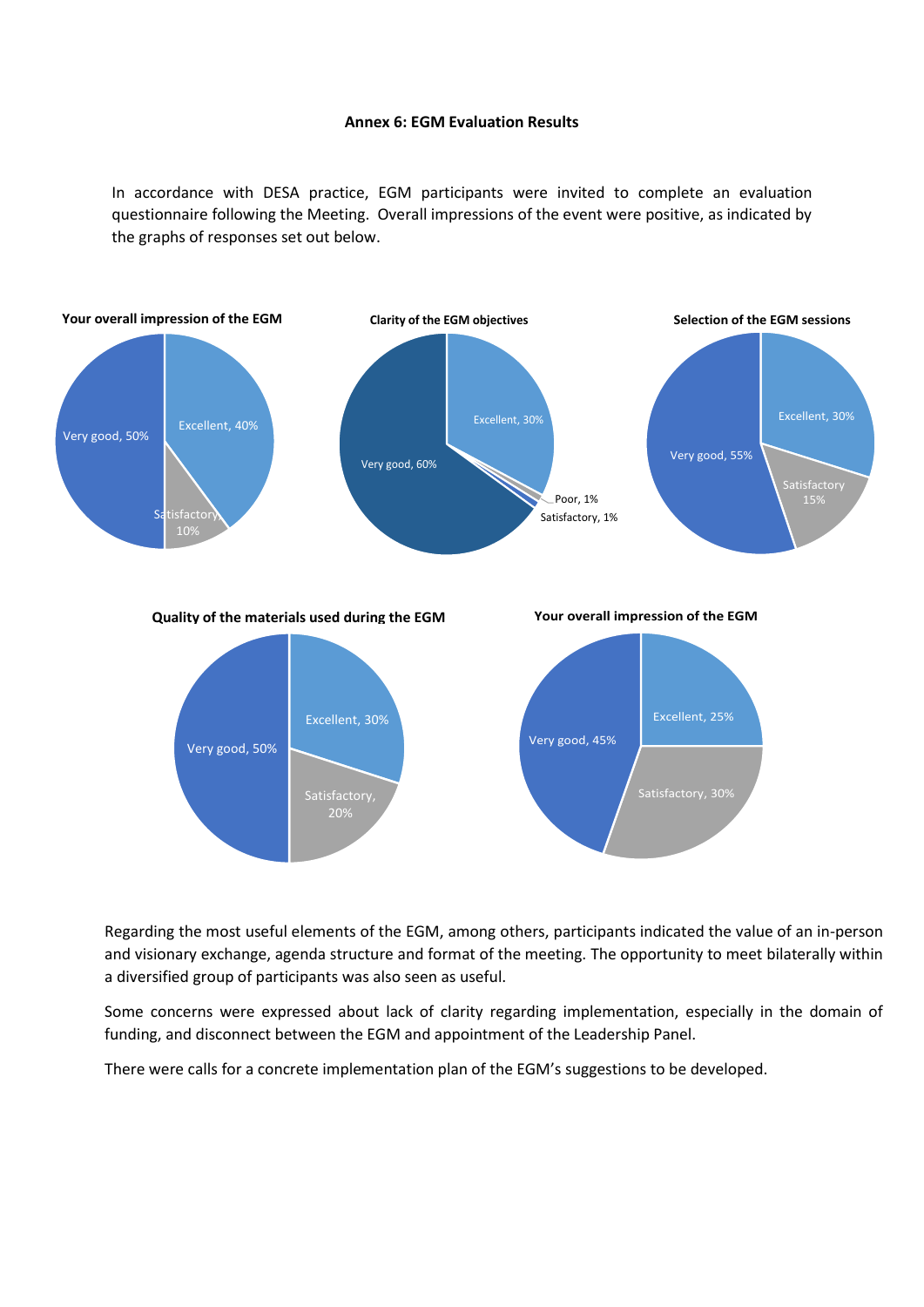**Annex 6: EGM Evaluation Results**

In accordance with DESA practice, EGM participants were invited to complete an evaluation questionnaire following the Meeting. Overall impressions of the event were positive, as indicated by the graphs of responses set out below.

**Your overall impression of the EGM**

Excellent, 40%
Very good, 50%
Satisfactory, 10%

**Clarity of the EGM objectives**

Excellent, 30%
Very good, 60%
Poor, 1%
Satisfactory, 1%

**Selection of the EGM sessions**

Excellent, 30%
Very good, 55%
Satisfactory 15%

**Quality of the materials used during the EGM**

Excellent, 30%
Very good, 50%
Satisfactory, 20%

**Your overall impression of the EGM**

Excellent, 25%
Very good, 45%
Satisfactory, 30%

Regarding the most useful elements of the EGM, among others, participants indicated the value of an in-person and visionary exchange, agenda structure and format of the meeting. The opportunity to meet bilaterally within a diversified group of participants was also seen as useful.

Some concerns were expressed about lack of clarity regarding implementation, especially in the domain of funding, and disconnect between the EGM and appointment of the Leadership Panel.

There were calls for a concrete implementation plan of the EGM's suggestions to be developed.